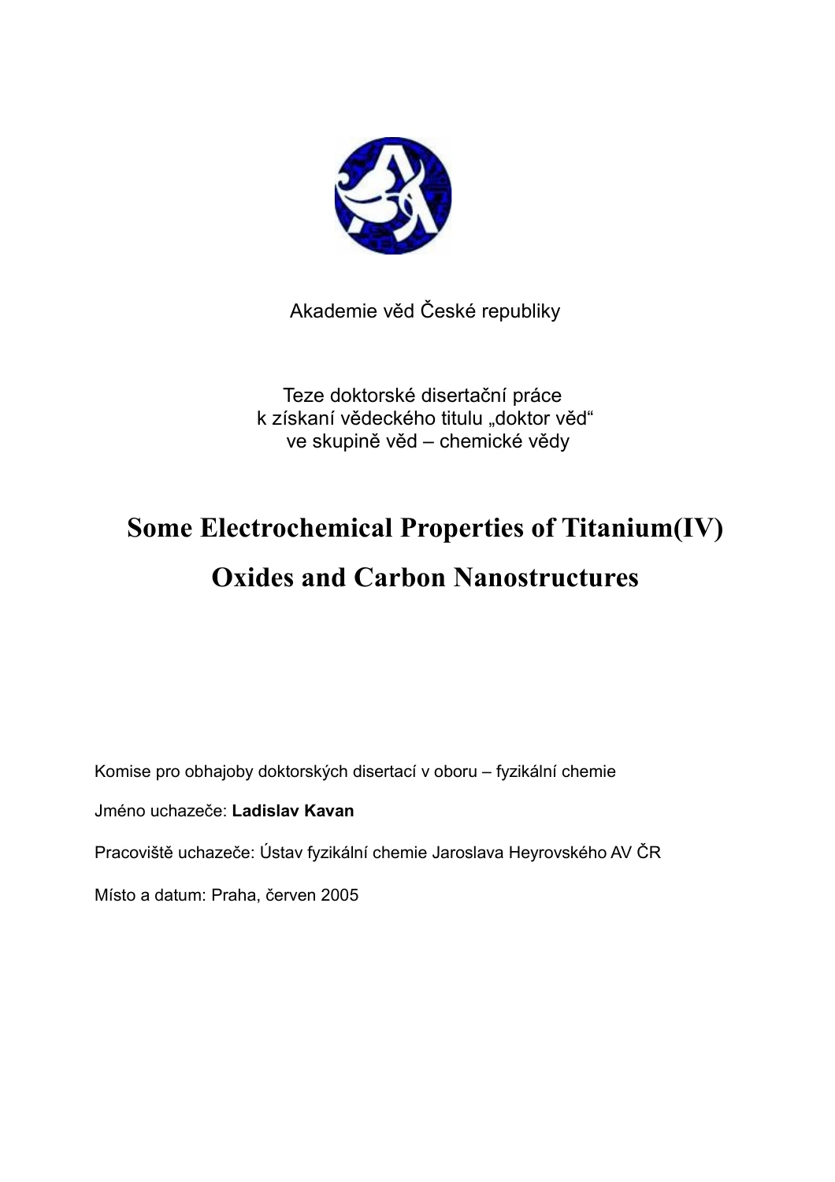Akademie věd České republiky

Teze doktorské disertační práce
k získaní vědeckého titulu „doktor věd“
ve skupině věd – chemické vědy

# Some Electrochemical Properties of Titanium(IV) Oxides and Carbon Nanostructures

Komise pro obhajoby doktorských disertací v oboru – fyzikální chemie

Jméno uchazeče: **Ladislav Kavan**

Pracoviště uchazeče: Ústav fyzikální chemie Jaroslava Heyrovského AV ČR

Místo a datum: Praha, červen 2005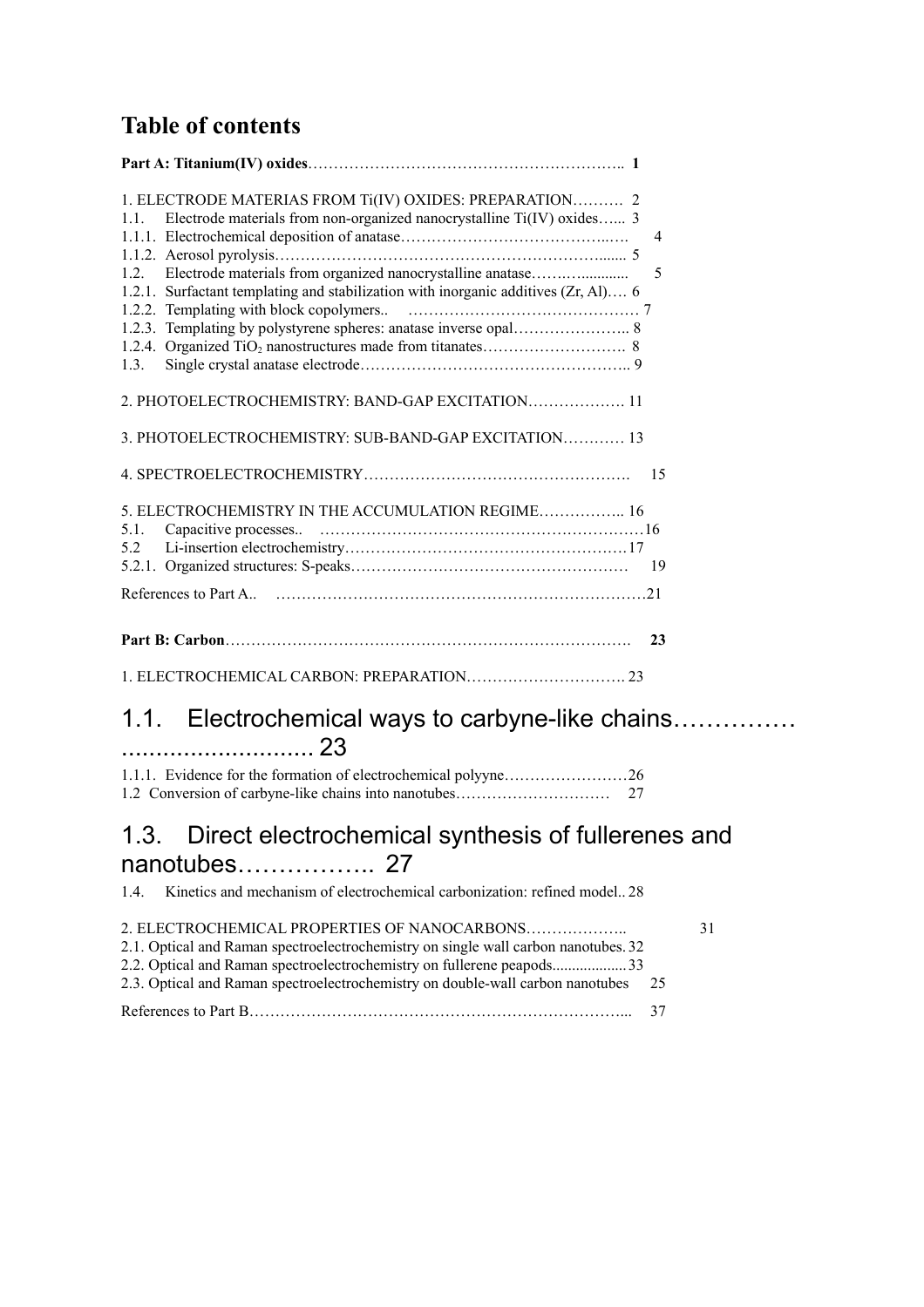# Table of contents

**Part A: Titanium(IV) oxides**…………………………………………………….. **1**

1. ELECTRODE MATERIAS FROM Ti(IV) OXIDES: PREPARATION………. 2
1.1. Electrode materials from non-organized nanocrystalline Ti(IV) oxides…... 3
1.1.1. Electrochemical deposition of anatase……………………………………..…. 4
1.1.2. Aerosol pyrolysis…………………………………………………………....... 5
1.2. Electrode materials from organized nanocrystalline anatase…….…............ 5
1.2.1. Surfactant templating and stabilization with inorganic additives (Zr, Al)…. 6
1.2.2. Templating with block copolymers.. ……………………………………… 7
1.2.3. Templating by polystyrene spheres: anatase inverse opal………………….. 8
1.2.4. Organized $TiO_2$ nanostructures made from titanates………………………. 8
1.3. Single crystal anatase electrode…………………………………………….. 9

2. PHOTOELECTROCHEMISTRY: BAND-GAP EXCITATION………………. 11

3. PHOTOELECTROCHEMISTRY: SUB-BAND-GAP EXCITATION………… 13

4. SPECTROELECTROCHEMISTRY……………………………………………. 15

5. ELECTROCHEMISTRY IN THE ACCUMULATION REGIME…………….. 16
5.1. Capacitive processes.. ………………………………………………………16
5.2 Li-insertion electrochemistry………………………………………………17
5.2.1. Organized structures: S-peaks……………………………………………… 19

References to Part A.. ……………………………………………………………….21

**Part B: Carbon**………………………………………………………………………. **23**

1. ELECTROCHEMICAL CARBON: PREPARATION…………………………. 23

## 1.1. Electrochemical ways to carbyne-like chains……………............................ 23

1.1.1. Evidence for the formation of electrochemical polyyne……………………26
1.2 Conversion of carbyne-like chains into nanotubes………………………… 27

## 1.3. Direct electrochemical synthesis of fullerenes and nanotubes…………….. 27

1.4. Kinetics and mechanism of electrochemical carbonization: refined model.. 28

2. ELECTROCHEMICAL PROPERTIES OF NANOCARBONS……………….. 31
2.1. Optical and Raman spectroelectrochemistry on single wall carbon nanotubes. 32
2.2. Optical and Raman spectroelectrochemistry on fullerene peapods.................. 33
2.3. Optical and Raman spectroelectrochemistry on double-wall carbon nanotubes 25

References to Part B………………………………………………………………... 37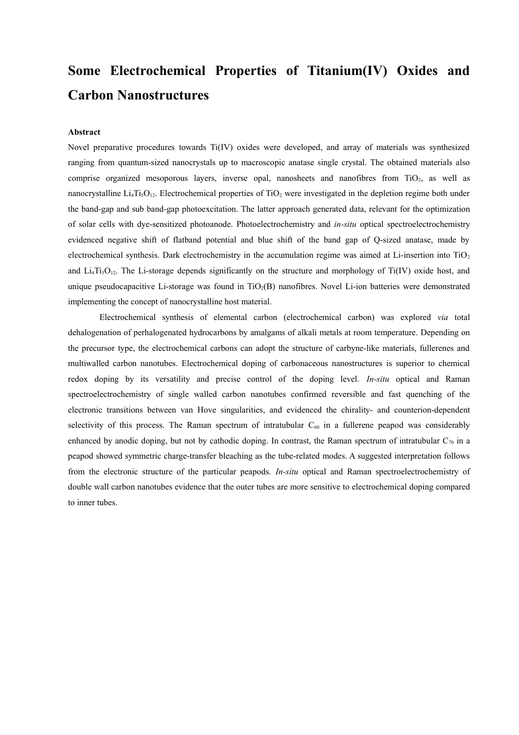# Some Electrochemical Properties of Titanium(IV) Oxides and Carbon Nanostructures

**Abstract**

Novel preparative procedures towards Ti(IV) oxides were developed, and array of materials was synthesized ranging from quantum-sized nanocrystals up to macroscopic anatase single crystal. The obtained materials also comprise organized mesoporous layers, inverse opal, nanosheets and nanofibres from $TiO_2$, as well as nanocrystalline $Li_4Ti_5O_{12}$. Electrochemical properties of $TiO_2$ were investigated in the depletion regime both under the band-gap and sub band-gap photoexcitation. The latter approach generated data, relevant for the optimization of solar cells with dye-sensitized photoanode. Photoelectrochemistry and *in-situ* optical spectroelectrochemistry evidenced negative shift of flatband potential and blue shift of the band gap of Q-sized anatase, made by electrochemical synthesis. Dark electrochemistry in the accumulation regime was aimed at Li-insertion into $TiO_2$ and $Li_4Ti_5O_{12}$. The Li-storage depends significantly on the structure and morphology of Ti(IV) oxide host, and unique pseudocapacitive Li-storage was found in $TiO_2$(B) nanofibres. Novel Li-ion batteries were demonstrated implementing the concept of nanocrystalline host material.

Electrochemical synthesis of elemental carbon (electrochemical carbon) was explored *via* total dehalogenation of perhalogenated hydrocarbons by amalgams of alkali metals at room temperature. Depending on the precursor type, the electrochemical carbons can adopt the structure of carbyne-like materials, fullerenes and multiwalled carbon nanotubes. Electrochemical doping of carbonaceous nanostructures is superior to chemical redox doping by its versatility and precise control of the doping level. *In-situ* optical and Raman spectroelectrochemistry of single walled carbon nanotubes confirmed reversible and fast quenching of the electronic transitions between van Hove singularities, and evidenced the chirality- and counterion-dependent selectivity of this process. The Raman spectrum of intratubular $C_{60}$ in a fullerene peapod was considerably enhanced by anodic doping, but not by cathodic doping. In contrast, the Raman spectrum of intratubular $C_{70}$ in a peapod showed symmetric charge-transfer bleaching as the tube-related modes. A suggested interpretation follows from the electronic structure of the particular peapods. *In-situ* optical and Raman spectroelectrochemistry of double wall carbon nanotubes evidence that the outer tubes are more sensitive to electrochemical doping compared to inner tubes.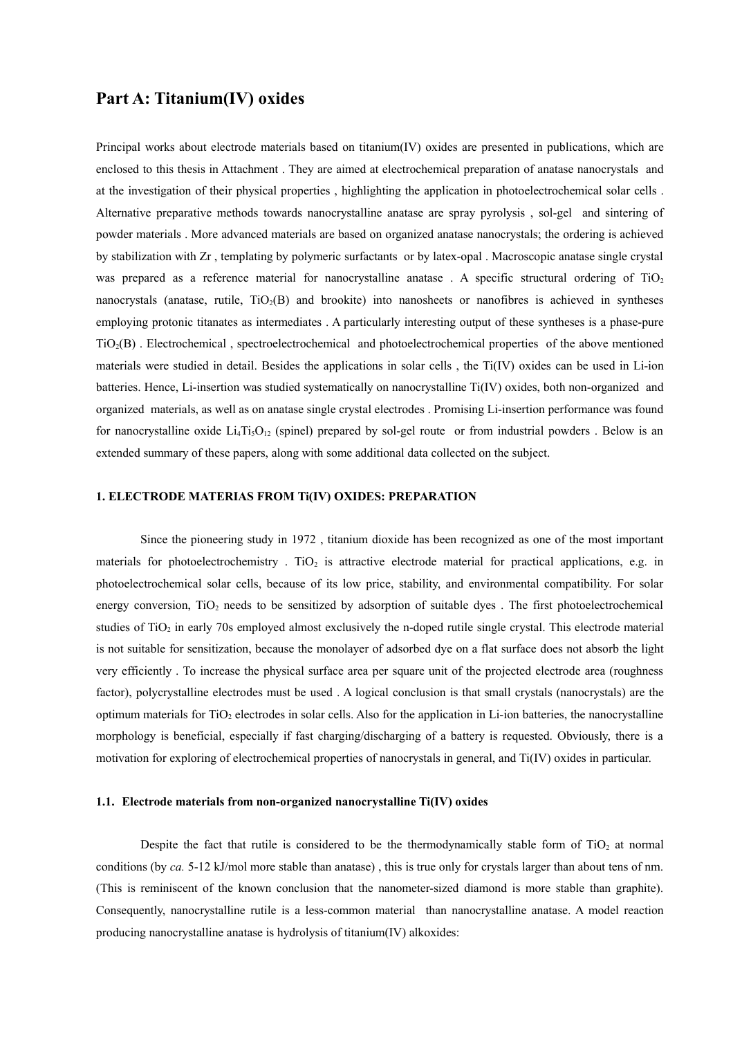## Part A: Titanium(IV) oxides

Principal works about electrode materials based on titanium(IV) oxides are presented in publications, which are enclosed to this thesis in Attachment . They are aimed at electrochemical preparation of anatase nanocrystals and at the investigation of their physical properties , highlighting the application in photoelectrochemical solar cells . Alternative preparative methods towards nanocrystalline anatase are spray pyrolysis , sol-gel and sintering of powder materials . More advanced materials are based on organized anatase nanocrystals; the ordering is achieved by stabilization with Zr , templating by polymeric surfactants or by latex-opal . Macroscopic anatase single crystal was prepared as a reference material for nanocrystalline anatase . A specific structural ordering of $TiO_2$ nanocrystals (anatase, rutile, $TiO_2$(B) and brookite) into nanosheets or nanofibres is achieved in syntheses employing protonic titanates as intermediates . A particularly interesting output of these syntheses is a phase-pure $TiO_2$(B) . Electrochemical , spectroelectrochemical and photoelectrochemical properties of the above mentioned materials were studied in detail. Besides the applications in solar cells , the Ti(IV) oxides can be used in Li-ion batteries. Hence, Li-insertion was studied systematically on nanocrystalline Ti(IV) oxides, both non-organized and organized materials, as well as on anatase single crystal electrodes . Promising Li-insertion performance was found for nanocrystalline oxide $Li_4Ti_5O_{12}$ (spinel) prepared by sol-gel route or from industrial powders . Below is an extended summary of these papers, along with some additional data collected on the subject.

### 1. ELECTRODE MATERIAS FROM Ti(IV) OXIDES: PREPARATION

Since the pioneering study in 1972 , titanium dioxide has been recognized as one of the most important materials for photoelectrochemistry . $TiO_2$ is attractive electrode material for practical applications, e.g. in photoelectrochemical solar cells, because of its low price, stability, and environmental compatibility. For solar energy conversion, $TiO_2$ needs to be sensitized by adsorption of suitable dyes . The first photoelectrochemical studies of $TiO_2$ in early 70s employed almost exclusively the n-doped rutile single crystal. This electrode material is not suitable for sensitization, because the monolayer of adsorbed dye on a flat surface does not absorb the light very efficiently . To increase the physical surface area per square unit of the projected electrode area (roughness factor), polycrystalline electrodes must be used . A logical conclusion is that small crystals (nanocrystals) are the optimum materials for $TiO_2$ electrodes in solar cells. Also for the application in Li-ion batteries, the nanocrystalline morphology is beneficial, especially if fast charging/discharging of a battery is requested. Obviously, there is a motivation for exploring of electrochemical properties of nanocrystals in general, and Ti(IV) oxides in particular.

#### 1.1. Electrode materials from non-organized nanocrystalline Ti(IV) oxides

Despite the fact that rutile is considered to be the thermodynamically stable form of $TiO_2$ at normal conditions (by *ca.* 5-12 kJ/mol more stable than anatase) , this is true only for crystals larger than about tens of nm. (This is reminiscent of the known conclusion that the nanometer-sized diamond is more stable than graphite). Consequently, nanocrystalline rutile is a less-common material than nanocrystalline anatase. A model reaction producing nanocrystalline anatase is hydrolysis of titanium(IV) alkoxides: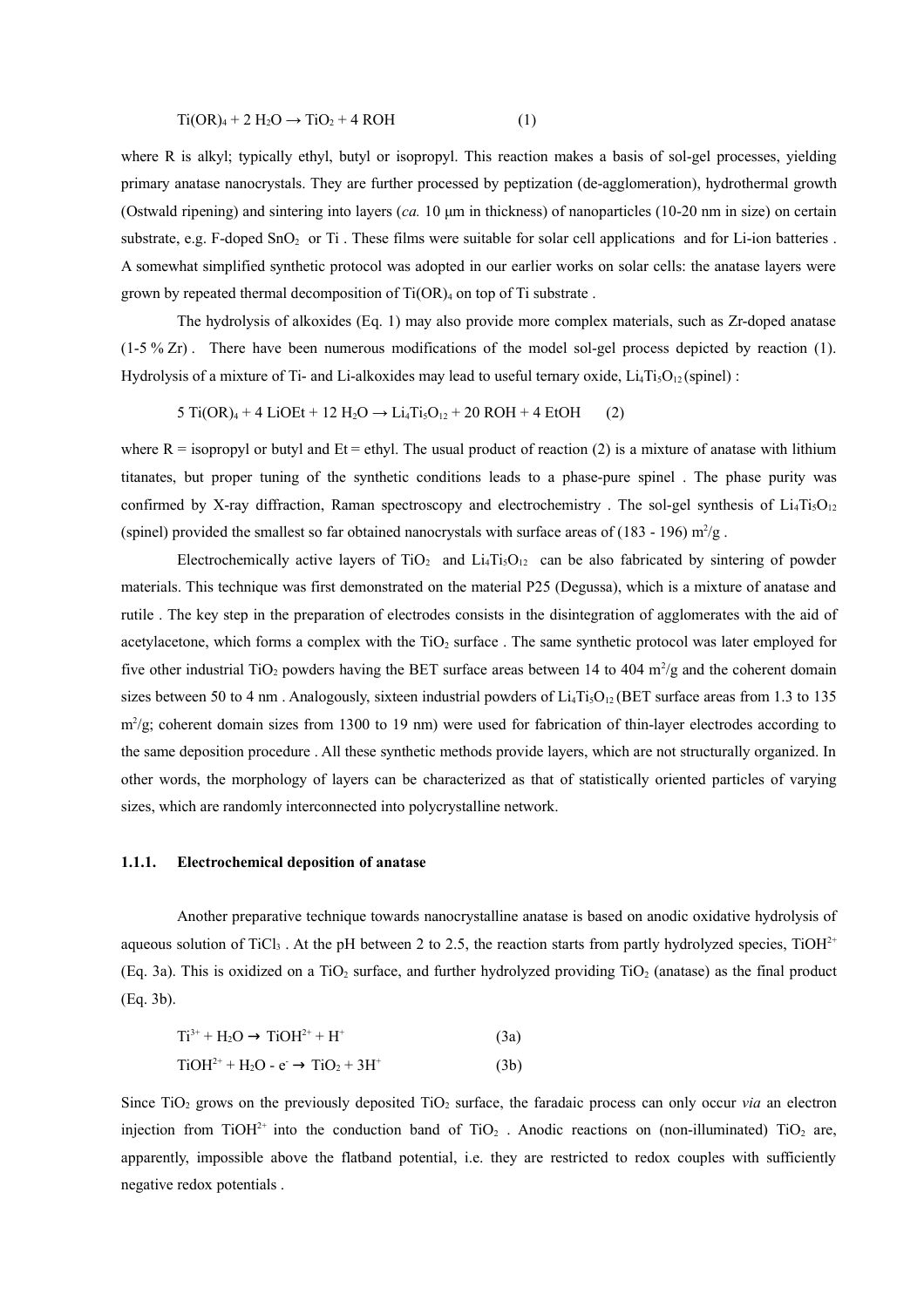$$Ti(OR)_4 + 2\,H_2O \rightarrow TiO_2 + 4\,ROH \qquad (1)$$

where R is alkyl; typically ethyl, butyl or isopropyl. This reaction makes a basis of sol-gel processes, yielding primary anatase nanocrystals. They are further processed by peptization (de-agglomeration), hydrothermal growth (Ostwald ripening) and sintering into layers (*ca.* 10 μm in thickness) of nanoparticles (10-20 nm in size) on certain substrate, e.g. F-doped $SnO_2$ or Ti . These films were suitable for solar cell applications and for Li-ion batteries . A somewhat simplified synthetic protocol was adopted in our earlier works on solar cells: the anatase layers were grown by repeated thermal decomposition of $Ti(OR)_4$ on top of Ti substrate .

The hydrolysis of alkoxides (Eq. 1) may also provide more complex materials, such as Zr-doped anatase (1-5 % Zr) . There have been numerous modifications of the model sol-gel process depicted by reaction (1). Hydrolysis of a mixture of Ti- and Li-alkoxides may lead to useful ternary oxide, $Li_4Ti_5O_{12}$ (spinel) :

$$5\,Ti(OR)_4 + 4\,LiOEt + 12\,H_2O \rightarrow Li_4Ti_5O_{12} + 20\,ROH + 4\,EtOH \qquad (2)$$

where R = isopropyl or butyl and Et = ethyl. The usual product of reaction (2) is a mixture of anatase with lithium titanates, but proper tuning of the synthetic conditions leads to a phase-pure spinel . The phase purity was confirmed by X-ray diffraction, Raman spectroscopy and electrochemistry . The sol-gel synthesis of $Li_4Ti_5O_{12}$ (spinel) provided the smallest so far obtained nanocrystals with surface areas of (183 - 196) $m^2/g$ .

Electrochemically active layers of $TiO_2$ and $Li_4Ti_5O_{12}$ can be also fabricated by sintering of powder materials. This technique was first demonstrated on the material P25 (Degussa), which is a mixture of anatase and rutile . The key step in the preparation of electrodes consists in the disintegration of agglomerates with the aid of acetylacetone, which forms a complex with the $TiO_2$ surface . The same synthetic protocol was later employed for five other industrial $TiO_2$ powders having the BET surface areas between 14 to 404 $m^2/g$ and the coherent domain sizes between 50 to 4 nm . Analogously, sixteen industrial powders of $Li_4Ti_5O_{12}$ (BET surface areas from 1.3 to 135 $m^2/g$; coherent domain sizes from 1300 to 19 nm) were used for fabrication of thin-layer electrodes according to the same deposition procedure . All these synthetic methods provide layers, which are not structurally organized. In other words, the morphology of layers can be characterized as that of statistically oriented particles of varying sizes, which are randomly interconnected into polycrystalline network.

### 1.1.1. Electrochemical deposition of anatase

Another preparative technique towards nanocrystalline anatase is based on anodic oxidative hydrolysis of aqueous solution of $TiCl_3$ . At the pH between 2 to 2.5, the reaction starts from partly hydrolyzed species, $TiOH^{2+}$ (Eq. 3a). This is oxidized on a $TiO_2$ surface, and further hydrolyzed providing $TiO_2$ (anatase) as the final product (Eq. 3b).

$$Ti^{3+} + H_2O \rightarrow TiOH^{2+} + H^+ \qquad (3a)$$

$$TiOH^{2+} + H_2O - e^- \rightarrow TiO_2 + 3H^+ \qquad (3b)$$

Since $TiO_2$ grows on the previously deposited $TiO_2$ surface, the faradaic process can only occur *via* an electron injection from $TiOH^{2+}$ into the conduction band of $TiO_2$ . Anodic reactions on (non-illuminated) $TiO_2$ are, apparently, impossible above the flatband potential, i.e. they are restricted to redox couples with sufficiently negative redox potentials .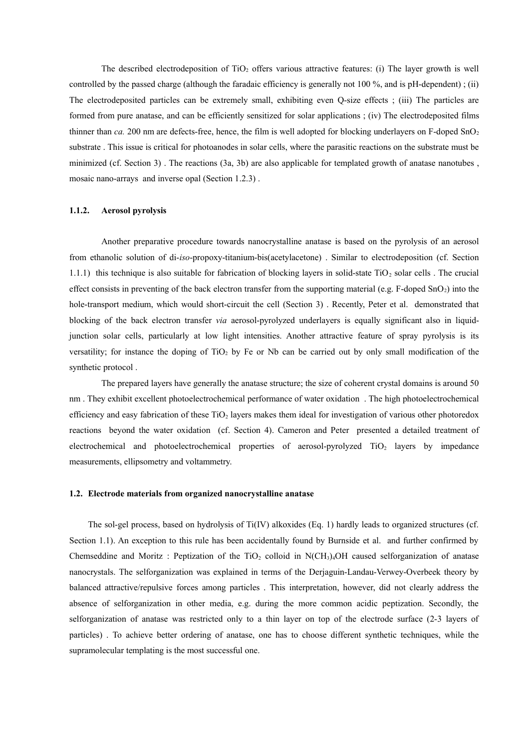The described electrodeposition of $TiO_2$ offers various attractive features: (i) The layer growth is well controlled by the passed charge (although the faradaic efficiency is generally not 100 %, and is pH-dependent) ; (ii) The electrodeposited particles can be extremely small, exhibiting even Q-size effects ; (iii) The particles are formed from pure anatase, and can be efficiently sensitized for solar applications ; (iv) The electrodeposited films thinner than *ca.* 200 nm are defects-free, hence, the film is well adopted for blocking underlayers on F-doped $SnO_2$ substrate . This issue is critical for photoanodes in solar cells, where the parasitic reactions on the substrate must be minimized (cf. Section 3) . The reactions (3a, 3b) are also applicable for templated growth of anatase nanotubes , mosaic nano-arrays and inverse opal (Section 1.2.3) .

#### 1.1.2. Aerosol pyrolysis

Another preparative procedure towards nanocrystalline anatase is based on the pyrolysis of an aerosol from ethanolic solution of di-*iso*-propoxy-titanium-bis(acetylacetone) . Similar to electrodeposition (cf. Section 1.1.1) this technique is also suitable for fabrication of blocking layers in solid-state $TiO_2$ solar cells . The crucial effect consists in preventing of the back electron transfer from the supporting material (e.g. F-doped $SnO_2$) into the hole-transport medium, which would short-circuit the cell (Section 3) . Recently, Peter et al. demonstrated that blocking of the back electron transfer *via* aerosol-pyrolyzed underlayers is equally significant also in liquid-junction solar cells, particularly at low light intensities. Another attractive feature of spray pyrolysis is its versatility; for instance the doping of $TiO_2$ by Fe or Nb can be carried out by only small modification of the synthetic protocol .

The prepared layers have generally the anatase structure; the size of coherent crystal domains is around 50 nm . They exhibit excellent photoelectrochemical performance of water oxidation . The high photoelectrochemical efficiency and easy fabrication of these $TiO_2$ layers makes them ideal for investigation of various other photoredox reactions beyond the water oxidation (cf. Section 4). Cameron and Peter presented a detailed treatment of electrochemical and photoelectrochemical properties of aerosol-pyrolyzed $TiO_2$ layers by impedance measurements, ellipsometry and voltammetry.

### 1.2. Electrode materials from organized nanocrystalline anatase

The sol-gel process, based on hydrolysis of Ti(IV) alkoxides (Eq. 1) hardly leads to organized structures (cf. Section 1.1). An exception to this rule has been accidentally found by Burnside et al. and further confirmed by Chemseddine and Moritz : Peptization of the $TiO_2$ colloid in $N(CH_3)_4OH$ caused selforganization of anatase nanocrystals. The selforganization was explained in terms of the Derjaguin-Landau-Verwey-Overbeek theory by balanced attractive/repulsive forces among particles . This interpretation, however, did not clearly address the absence of selforganization in other media, e.g. during the more common acidic peptization. Secondly, the selforganization of anatase was restricted only to a thin layer on top of the electrode surface (2-3 layers of particles) . To achieve better ordering of anatase, one has to choose different synthetic techniques, while the supramolecular templating is the most successful one.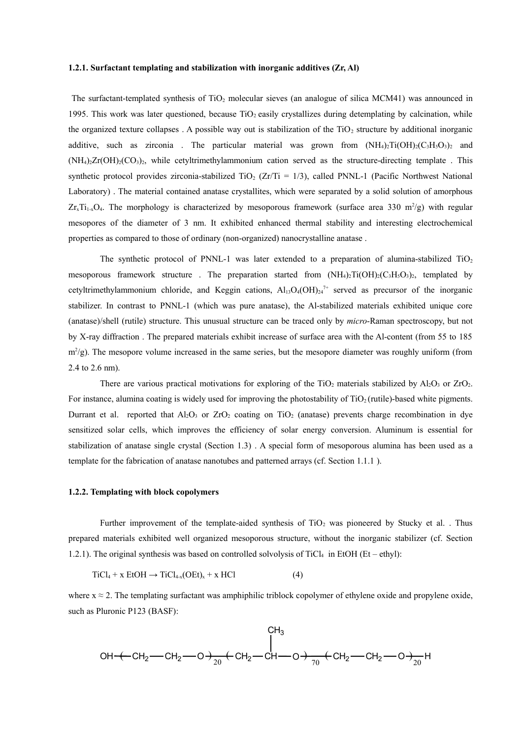### 1.2.1. Surfactant templating and stabilization with inorganic additives (Zr, Al)

The surfactant-templated synthesis of $TiO_2$ molecular sieves (an analogue of silica MCM41) was announced in 1995. This work was later questioned, because $TiO_2$ easily crystallizes during detemplating by calcination, while the organized texture collapses . A possible way out is stabilization of the $TiO_2$ structure by additional inorganic additive, such as zirconia . The particular material was grown from $(NH_4)_2Ti(OH)_2(C_3H_5O_3)_2$ and $(NH_4)_2Zr(OH)_2(CO_3)_2$, while cetyltrimethylammonium cation served as the structure-directing template . This synthetic protocol provides zirconia-stabilized $TiO_2$ (Zr/Ti = 1/3), called PNNL-1 (Pacific Northwest National Laboratory) . The material contained anatase crystallites, which were separated by a solid solution of amorphous $Zr_xTi_{1-x}O_4$. The morphology is characterized by mesoporous framework (surface area 330 $m^2/g$) with regular mesopores of the diameter of 3 nm. It exhibited enhanced thermal stability and interesting electrochemical properties as compared to those of ordinary (non-organized) nanocrystalline anatase .

The synthetic protocol of PNNL-1 was later extended to a preparation of alumina-stabilized $TiO_2$ mesoporous framework structure . The preparation started from $(NH_4)_2Ti(OH)_2(C_3H_5O_3)_2$, templated by cetyltrimethylammonium chloride, and Keggin cations, $Al_{13}O_4(OH)_{24}^{7+}$ served as precursor of the inorganic stabilizer. In contrast to PNNL-1 (which was pure anatase), the Al-stabilized materials exhibited unique core (anatase)/shell (rutile) structure. This unusual structure can be traced only by *micro*-Raman spectroscopy, but not by X-ray diffraction . The prepared materials exhibit increase of surface area with the Al-content (from 55 to 185 $m^2/g$). The mesopore volume increased in the same series, but the mesopore diameter was roughly uniform (from 2.4 to 2.6 nm).

There are various practical motivations for exploring of the $TiO_2$ materials stabilized by $Al_2O_3$ or $ZrO_2$. For instance, alumina coating is widely used for improving the photostability of $TiO_2$ (rutile)-based white pigments. Durrant et al. reported that $Al_2O_3$ or $ZrO_2$ coating on $TiO_2$ (anatase) prevents charge recombination in dye sensitized solar cells, which improves the efficiency of solar energy conversion. Aluminum is essential for stabilization of anatase single crystal (Section 1.3) . A special form of mesoporous alumina has been used as a template for the fabrication of anatase nanotubes and patterned arrays (cf. Section 1.1.1 ).

### 1.2.2. Templating with block copolymers

Further improvement of the template-aided synthesis of $TiO_2$ was pioneered by Stucky et al. . Thus prepared materials exhibited well organized mesoporous structure, without the inorganic stabilizer (cf. Section 1.2.1). The original synthesis was based on controlled solvolysis of $TiCl_4$ in EtOH (Et – ethyl):

$$TiCl_4 + x\, EtOH \rightarrow TiCl_{4-x}(OEt)_x + x\, HCl \qquad (4)$$

where x ≈ 2. The templating surfactant was amphiphilic triblock copolymer of ethylene oxide and propylene oxide, such as Pluronic P123 (BASF):

$$OH\!\left(-CH_2-CH_2-O-\right)_{20}\!\left(-CH_2-\underset{}{\overset{CH_3}{\overset{|}{CH}}}-O-\right)_{70}\!\left(-CH_2-CH_2-O-\right)_{20}H$$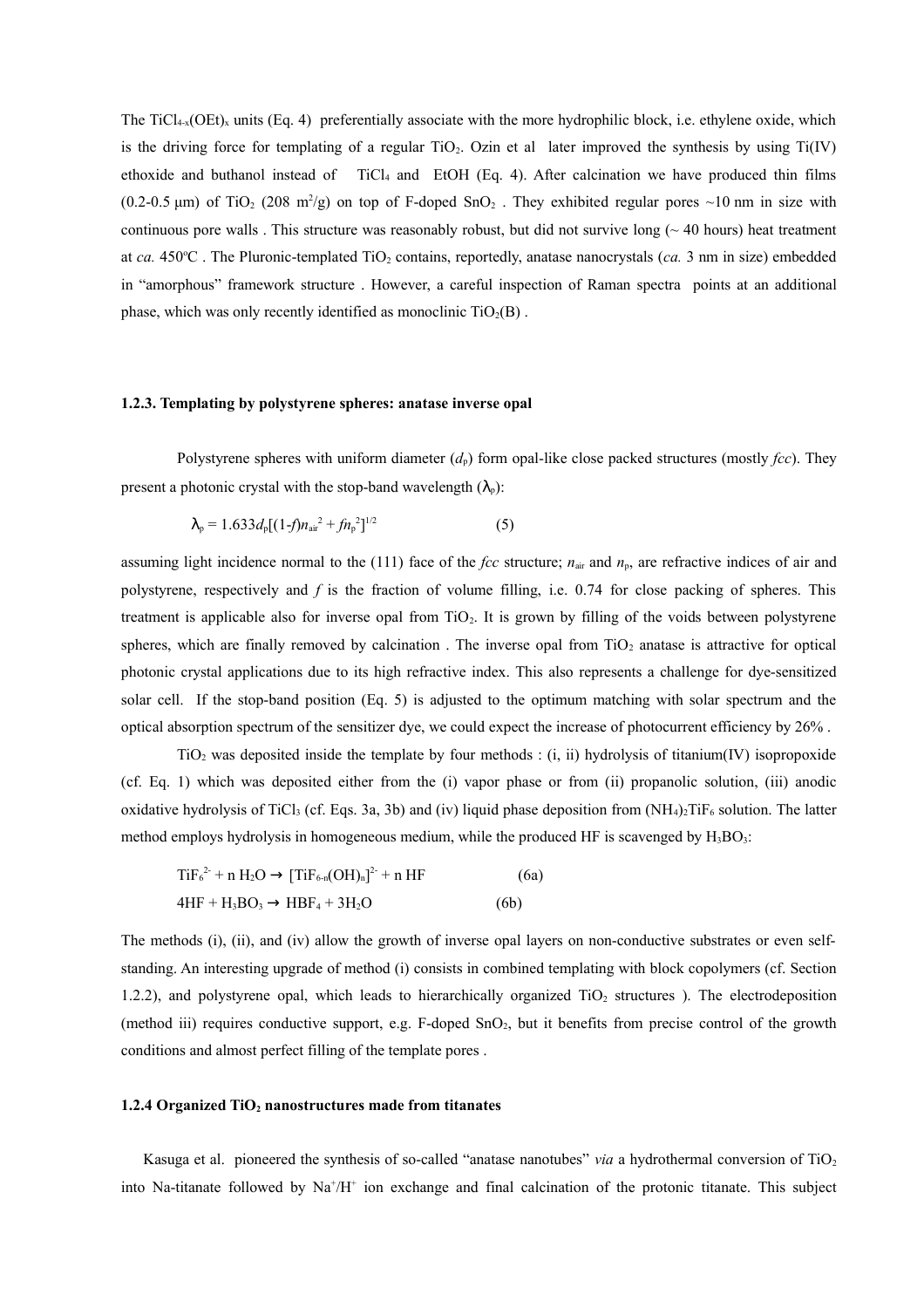The $TiCl_{4-x}(OEt)_x$ units (Eq. 4) preferentially associate with the more hydrophilic block, i.e. ethylene oxide, which is the driving force for templating of a regular $TiO_2$. Ozin et al later improved the synthesis by using Ti(IV) ethoxide and buthanol instead of $TiCl_4$ and EtOH (Eq. 4). After calcination we have produced thin films (0.2-0.5 μm) of $TiO_2$ (208 $m^2/g$) on top of F-doped $SnO_2$ . They exhibited regular pores ~10 nm in size with continuous pore walls . This structure was reasonably robust, but did not survive long (~ 40 hours) heat treatment at *ca.* 450ºC . The Pluronic-templated $TiO_2$ contains, reportedly, anatase nanocrystals (*ca.* 3 nm in size) embedded in "amorphous" framework structure . However, a careful inspection of Raman spectra points at an additional phase, which was only recently identified as monoclinic $TiO_2(B)$ .

### 1.2.3. Templating by polystyrene spheres: anatase inverse opal

Polystyrene spheres with uniform diameter ($d_p$) form opal-like close packed structures (mostly *fcc*). They present a photonic crystal with the stop-band wavelength ($\lambda_p$):

$$\lambda_p = 1.633 d_p[(1-f)n_{air}^2 + f n_p^2]^{1/2} \qquad (5)$$

assuming light incidence normal to the (111) face of the *fcc* structure; $n_{air}$ and $n_p$, are refractive indices of air and polystyrene, respectively and $f$ is the fraction of volume filling, i.e. 0.74 for close packing of spheres. This treatment is applicable also for inverse opal from $TiO_2$. It is grown by filling of the voids between polystyrene spheres, which are finally removed by calcination . The inverse opal from $TiO_2$ anatase is attractive for optical photonic crystal applications due to its high refractive index. This also represents a challenge for dye-sensitized solar cell. If the stop-band position (Eq. 5) is adjusted to the optimum matching with solar spectrum and the optical absorption spectrum of the sensitizer dye, we could expect the increase of photocurrent efficiency by 26% .

$TiO_2$ was deposited inside the template by four methods : (i, ii) hydrolysis of titanium(IV) isopropoxide (cf. Eq. 1) which was deposited either from the (i) vapor phase or from (ii) propanolic solution, (iii) anodic oxidative hydrolysis of $TiCl_3$ (cf. Eqs. 3a, 3b) and (iv) liquid phase deposition from $(NH_4)_2TiF_6$ solution. The latter method employs hydrolysis in homogeneous medium, while the produced HF is scavenged by $H_3BO_3$:

$$TiF_6^{2-} + n\,H_2O \rightarrow [TiF_{6-n}(OH)_n]^{2-} + n\,HF \qquad (6a)$$

$$4HF + H_3BO_3 \rightarrow HBF_4 + 3H_2O \qquad (6b)$$

The methods (i), (ii), and (iv) allow the growth of inverse opal layers on non-conductive substrates or even self-standing. An interesting upgrade of method (i) consists in combined templating with block copolymers (cf. Section 1.2.2), and polystyrene opal, which leads to hierarchically organized $TiO_2$ structures ). The electrodeposition (method iii) requires conductive support, e.g. F-doped $SnO_2$, but it benefits from precise control of the growth conditions and almost perfect filling of the template pores .

### 1.2.4 Organized $TiO_2$ nanostructures made from titanates

Kasuga et al. pioneered the synthesis of so-called "anatase nanotubes" *via* a hydrothermal conversion of $TiO_2$ into Na-titanate followed by $Na^+/H^+$ ion exchange and final calcination of the protonic titanate. This subject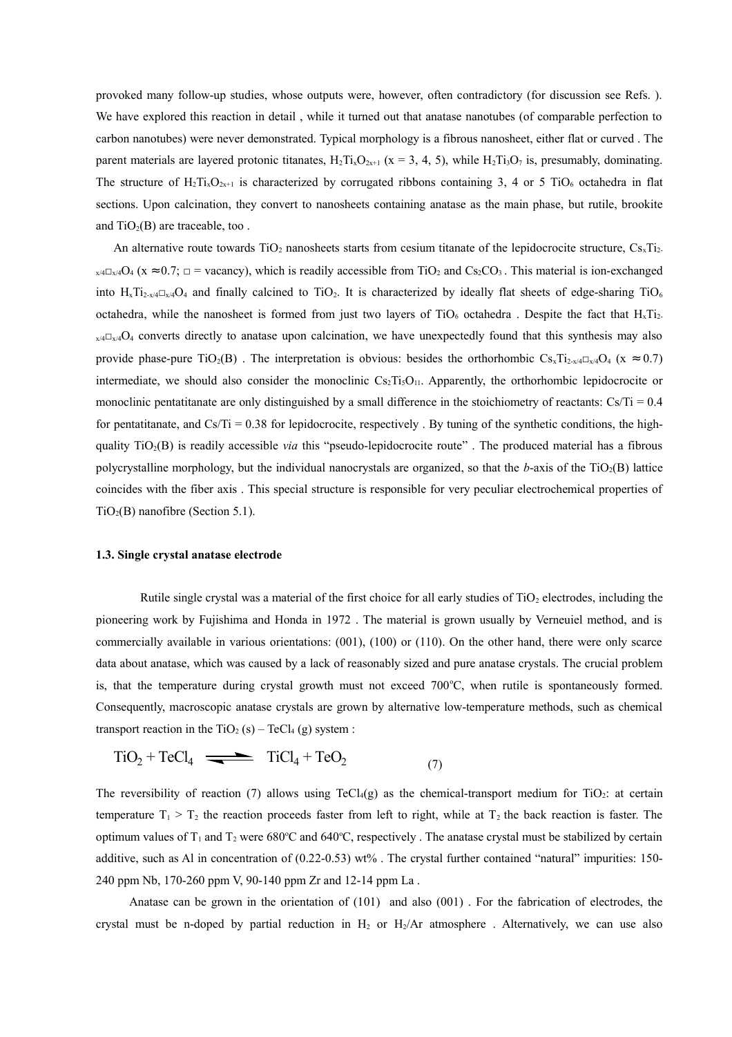provoked many follow-up studies, whose outputs were, however, often contradictory (for discussion see Refs. ). We have explored this reaction in detail , while it turned out that anatase nanotubes (of comparable perfection to carbon nanotubes) were never demonstrated. Typical morphology is a fibrous nanosheet, either flat or curved . The parent materials are layered protonic titanates, $H_2Ti_xO_{2x+1}$ (x = 3, 4, 5), while $H_2Ti_3O_7$ is, presumably, dominating. The structure of $H_2Ti_xO_{2x+1}$ is characterized by corrugated ribbons containing 3, 4 or 5 $TiO_6$ octahedra in flat sections. Upon calcination, they convert to nanosheets containing anatase as the main phase, but rutile, brookite and $TiO_2$(B) are traceable, too .

An alternative route towards $TiO_2$ nanosheets starts from cesium titanate of the lepidocrocite structure, $Cs_xTi_{2-x/4}\square_{x/4}O_4$ (x ≈0.7; □ = vacancy), which is readily accessible from $TiO_2$ and $Cs_2CO_3$ . This material is ion-exchanged into $H_xTi_{2-x/4}\square_{x/4}O_4$ and finally calcined to $TiO_2$. It is characterized by ideally flat sheets of edge-sharing $TiO_6$ octahedra, while the nanosheet is formed from just two layers of $TiO_6$ octahedra . Despite the fact that $H_xTi_{2-x/4}\square_{x/4}O_4$ converts directly to anatase upon calcination, we have unexpectedly found that this synthesis may also provide phase-pure $TiO_2$(B) . The interpretation is obvious: besides the orthorhombic $Cs_xTi_{2-x/4}\square_{x/4}O_4$ (x ≈ 0.7) intermediate, we should also consider the monoclinic $Cs_2Ti_5O_{11}$. Apparently, the orthorhombic lepidocrocite or monoclinic pentatitanate are only distinguished by a small difference in the stoichiometry of reactants: Cs/Ti = 0.4 for pentatitanate, and Cs/Ti = 0.38 for lepidocrocite, respectively . By tuning of the synthetic conditions, the high-quality $TiO_2$(B) is readily accessible *via* this "pseudo-lepidocrocite route" . The produced material has a fibrous polycrystalline morphology, but the individual nanocrystals are organized, so that the *b*-axis of the $TiO_2$(B) lattice coincides with the fiber axis . This special structure is responsible for very peculiar electrochemical properties of $TiO_2$(B) nanofibre (Section 5.1).

### 1.3. Single crystal anatase electrode

Rutile single crystal was a material of the first choice for all early studies of $TiO_2$ electrodes, including the pioneering work by Fujishima and Honda in 1972 . The material is grown usually by Verneuiel method, and is commercially available in various orientations: (001), (100) or (110). On the other hand, there were only scarce data about anatase, which was caused by a lack of reasonably sized and pure anatase crystals. The crucial problem is, that the temperature during crystal growth must not exceed 700°C, when rutile is spontaneously formed. Consequently, macroscopic anatase crystals are grown by alternative low-temperature methods, such as chemical transport reaction in the $TiO_2$ (s) – $TeCl_4$ (g) system :

$$TiO_2 + TeCl_4 \rightleftharpoons TiCl_4 + TeO_2 \qquad (7)$$

The reversibility of reaction (7) allows using $TeCl_4$(g) as the chemical-transport medium for $TiO_2$: at certain temperature $T_1 > T_2$ the reaction proceeds faster from left to right, while at $T_2$ the back reaction is faster. The optimum values of $T_1$ and $T_2$ were 680°C and 640°C, respectively . The anatase crystal must be stabilized by certain additive, such as Al in concentration of (0.22-0.53) wt% . The crystal further contained "natural" impurities: 150-240 ppm Nb, 170-260 ppm V, 90-140 ppm Zr and 12-14 ppm La .

Anatase can be grown in the orientation of (101) and also (001) . For the fabrication of electrodes, the crystal must be n-doped by partial reduction in $H_2$ or $H_2$/Ar atmosphere . Alternatively, we can use also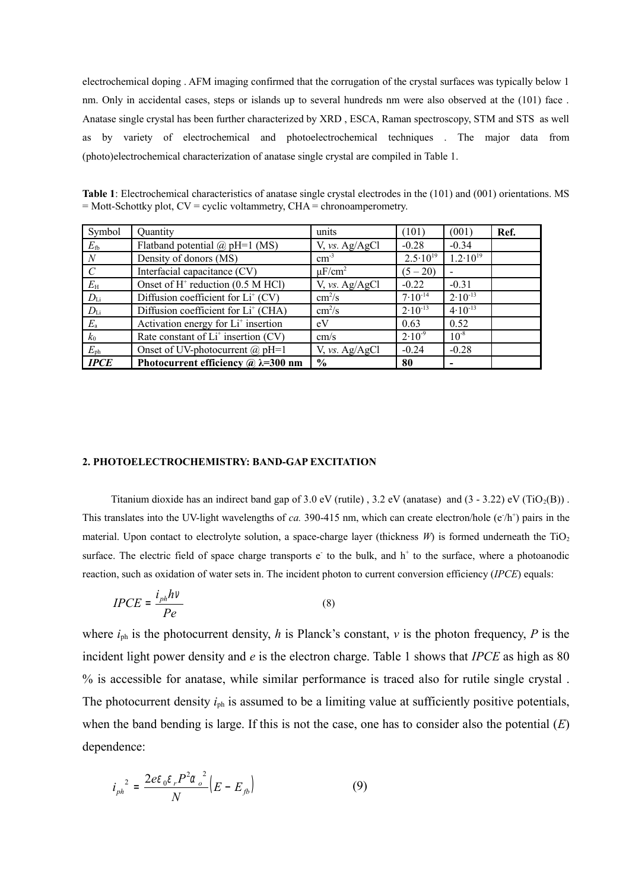electrochemical doping . AFM imaging confirmed that the corrugation of the crystal surfaces was typically below 1 nm. Only in accidental cases, steps or islands up to several hundreds nm were also observed at the (101) face . Anatase single crystal has been further characterized by XRD , ESCA, Raman spectroscopy, STM and STS as well as by variety of electrochemical and photoelectrochemical techniques . The major data from (photo)electrochemical characterization of anatase single crystal are compiled in Table 1.

**Table 1**: Electrochemical characteristics of anatase single crystal electrodes in the (101) and (001) orientations. MS = Mott-Schottky plot, CV = cyclic voltammetry, CHA = chronoamperometry.

| Symbol | Quantity | units | (101) | (001) | **Ref.** |
|---|---|---|---|---|---|
| $E_{fb}$ | Flatband potential @ pH=1 (MS) | V, *vs.* Ag/AgCl | -0.28 | -0.34 | |
| $N$ | Density of donors (MS) | $cm^{-3}$ | $2.5 \cdot 10^{19}$ | $1.2 \cdot 10^{19}$ | |
| $C$ | Interfacial capacitance (CV) | $\mu F/cm^2$ | (5 – 20) | - | |
| $E_H$ | Onset of $H^+$ reduction (0.5 M HCl) | V, *vs.* Ag/AgCl | -0.22 | -0.31 | |
| $D_{Li}$ | Diffusion coefficient for $Li^+$ (CV) | $cm^2/s$ | $7 \cdot 10^{-14}$ | $2 \cdot 10^{-13}$ | |
| $D_{Li}$ | Diffusion coefficient for $Li^+$ (CHA) | $cm^2/s$ | $2 \cdot 10^{-13}$ | $4 \cdot 10^{-13}$ | |
| $E_a$ | Activation energy for $Li^+$ insertion | eV | 0.63 | 0.52 | |
| $k_0$ | Rate constant of $Li^+$ insertion (CV) | cm/s | $2 \cdot 10^{-9}$ | $10^{-8}$ | |
| $E_{ph}$ | Onset of UV-photocurrent @ pH=1 | V, *vs.* Ag/AgCl | -0.24 | -0.28 | |
| ***IPCE*** | **Photocurrent efficiency @ λ=300 nm** | **%** | **80** | **-** | |

## 2. PHOTOELECTROCHEMISTRY: BAND-GAP EXCITATION

Titanium dioxide has an indirect band gap of 3.0 eV (rutile) , 3.2 eV (anatase) and (3 - 3.22) eV ($TiO_2$(B)) . This translates into the UV-light wavelengths of *ca.* 390-415 nm, which can create electron/hole ($e^-/h^+$) pairs in the material. Upon contact to electrolyte solution, a space-charge layer (thickness $W$) is formed underneath the $TiO_2$ surface. The electric field of space charge transports $e^-$ to the bulk, and $h^+$ to the surface, where a photoanodic reaction, such as oxidation of water sets in. The incident photon to current conversion efficiency (*IPCE*) equals:

$$IPCE = \frac{i_{ph} h \nu}{Pe} \qquad (8)$$

where $i_{ph}$ is the photocurrent density, $h$ is Planck's constant, $v$ is the photon frequency, $P$ is the incident light power density and $e$ is the electron charge. Table 1 shows that *IPCE* as high as 80 % is accessible for anatase, while similar performance is traced also for rutile single crystal . The photocurrent density $i_{ph}$ is assumed to be a limiting value at sufficiently positive potentials, when the band bending is large. If this is not the case, one has to consider also the potential ($E$) dependence:

$$i_{ph}^2 = \frac{2e\varepsilon_0 \varepsilon_r P^2 \alpha_o^2}{N} \left(E - E_{fb}\right) \qquad (9)$$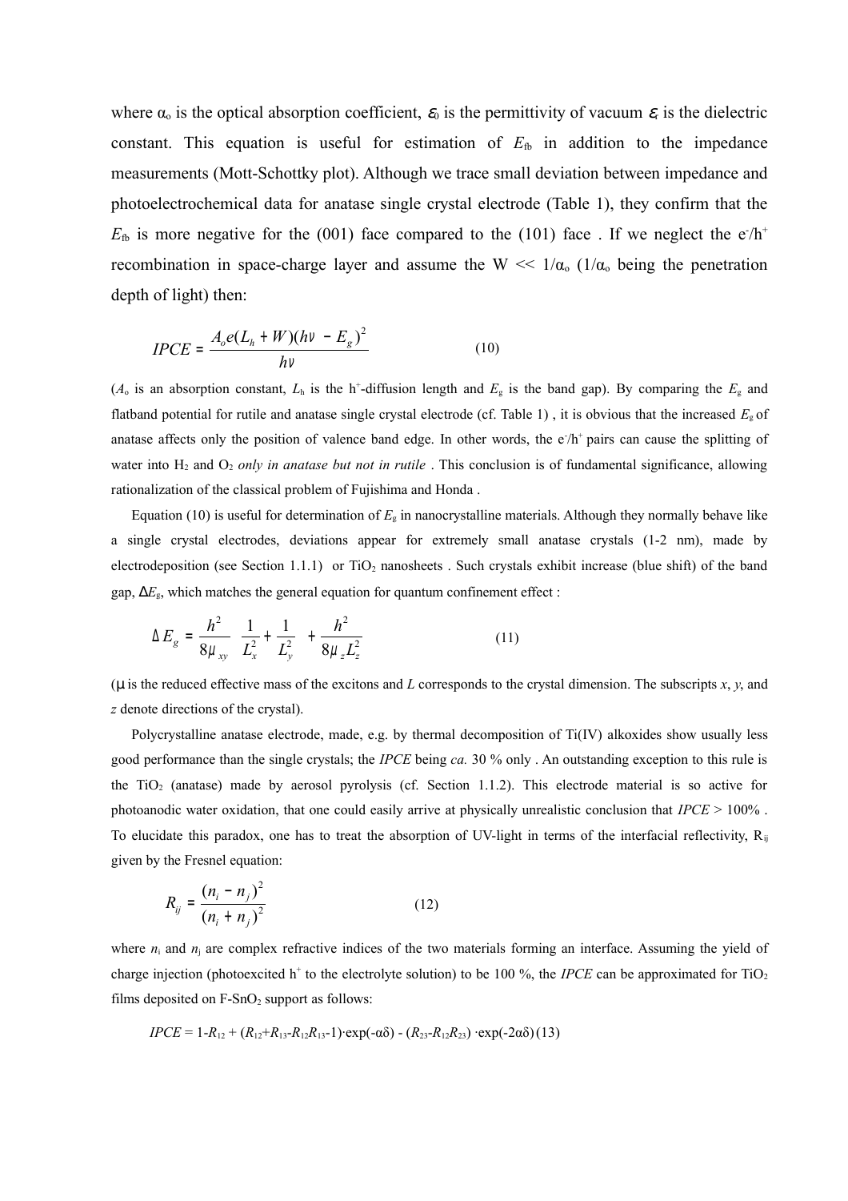where $\alpha_o$ is the optical absorption coefficient, $\varepsilon_0$ is the permittivity of vacuum $\varepsilon_r$ is the dielectric constant. This equation is useful for estimation of $E_{fb}$ in addition to the impedance measurements (Mott-Schottky plot). Although we trace small deviation between impedance and photoelectrochemical data for anatase single crystal electrode (Table 1), they confirm that the $E_{fb}$ is more negative for the (001) face compared to the (101) face . If we neglect the $e^-/h^+$ recombination in space-charge layer and assume the $W << 1/\alpha_o$ ($1/\alpha_o$ being the penetration depth of light) then:

$$IPCE = \frac{A_o e(L_h + W)(h\nu - E_g)^2}{h\nu} \qquad (10)$$

($A_o$ is an absorption constant, $L_h$ is the $h^+$-diffusion length and $E_g$ is the band gap). By comparing the $E_g$ and flatband potential for rutile and anatase single crystal electrode (cf. Table 1) , it is obvious that the increased $E_g$ of anatase affects only the position of valence band edge. In other words, the $e^-/h^+$ pairs can cause the splitting of water into $H_2$ and $O_2$ *only in anatase but not in rutile* . This conclusion is of fundamental significance, allowing rationalization of the classical problem of Fujishima and Honda .

Equation (10) is useful for determination of $E_g$ in nanocrystalline materials. Although they normally behave like a single crystal electrodes, deviations appear for extremely small anatase crystals (1-2 nm), made by electrodeposition (see Section 1.1.1) or $TiO_2$ nanosheets . Such crystals exhibit increase (blue shift) of the band gap, $\Delta E_g$, which matches the general equation for quantum confinement effect :

$$\Delta E_g = \frac{h^2}{8\mu_{xy}}\left(\frac{1}{L_x^2} + \frac{1}{L_y^2}\right) + \frac{h^2}{8\mu_z L_z^2} \qquad (11)$$

($\mu$ is the reduced effective mass of the excitons and $L$ corresponds to the crystal dimension. The subscripts $x$, $y$, and $z$ denote directions of the crystal).

Polycrystalline anatase electrode, made, e.g. by thermal decomposition of Ti(IV) alkoxides show usually less good performance than the single crystals; the *IPCE* being *ca.* 30 % only . An outstanding exception to this rule is the $TiO_2$ (anatase) made by aerosol pyrolysis (cf. Section 1.1.2). This electrode material is so active for photoanodic water oxidation, that one could easily arrive at physically unrealistic conclusion that *IPCE* > 100% . To elucidate this paradox, one has to treat the absorption of UV-light in terms of the interfacial reflectivity, $R_{ij}$ given by the Fresnel equation:

$$R_{ij} = \frac{(n_i - n_j)^2}{(n_i + n_j)^2} \qquad (12)$$

where $n_i$ and $n_j$ are complex refractive indices of the two materials forming an interface. Assuming the yield of charge injection (photoexcited $h^+$ to the electrolyte solution) to be 100 %, the *IPCE* can be approximated for $TiO_2$ films deposited on F-$SnO_2$ support as follows:

$$IPCE = 1 - R_{12} + (R_{12} + R_{13} - R_{12}R_{13} - 1)\cdot\exp(-\alpha\delta) - (R_{23} - R_{12}R_{23})\cdot\exp(-2\alpha\delta) \qquad (13)$$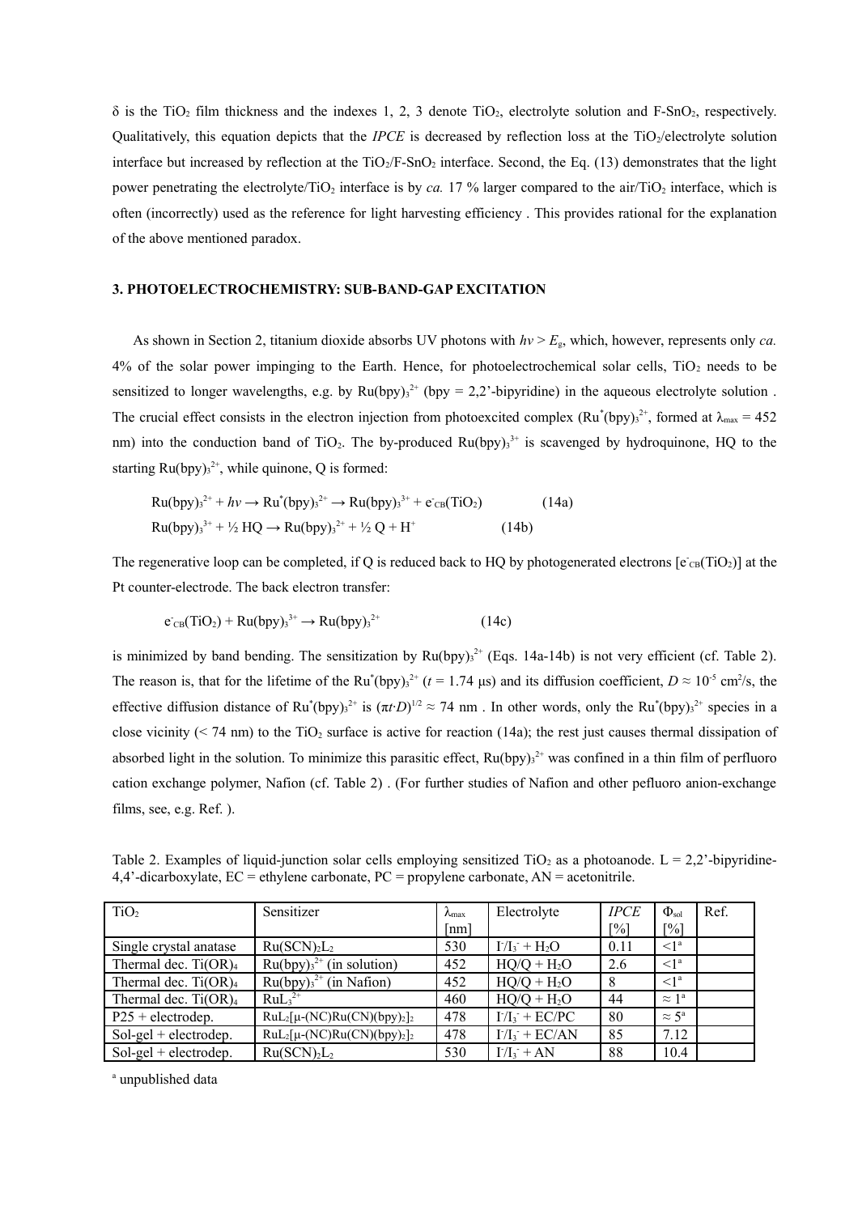δ is the $TiO_2$ film thickness and the indexes 1, 2, 3 denote $TiO_2$, electrolyte solution and F-$SnO_2$, respectively. Qualitatively, this equation depicts that the *IPCE* is decreased by reflection loss at the $TiO_2$/electrolyte solution interface but increased by reflection at the $TiO_2$/F-$SnO_2$ interface. Second, the Eq. (13) demonstrates that the light power penetrating the electrolyte/$TiO_2$ interface is by *ca.* 17 % larger compared to the air/$TiO_2$ interface, which is often (incorrectly) used as the reference for light harvesting efficiency . This provides rational for the explanation of the above mentioned paradox.

### 3. PHOTOELECTROCHEMISTRY: SUB-BAND-GAP EXCITATION

As shown in Section 2, titanium dioxide absorbs UV photons with $h\nu > E_g$, which, however, represents only *ca.* 4% of the solar power impinging to the Earth. Hence, for photoelectrochemical solar cells, $TiO_2$ needs to be sensitized to longer wavelengths, e.g. by $Ru(bpy)_3^{2+}$ (bpy = 2,2'-bipyridine) in the aqueous electrolyte solution . The crucial effect consists in the electron injection from photoexcited complex ($Ru^*(bpy)_3^{2+}$, formed at $\lambda_{max}$ = 452 nm) into the conduction band of $TiO_2$. The by-produced $Ru(bpy)_3^{3+}$ is scavenged by hydroquinone, HQ to the starting $Ru(bpy)_3^{2+}$, while quinone, Q is formed:

$$Ru(bpy)_3^{2+} + h\nu \rightarrow Ru^*(bpy)_3^{2+} \rightarrow Ru(bpy)_3^{3+} + e^-_{CB}(TiO_2) \quad (14a)$$

$$Ru(bpy)_3^{3+} + \tfrac{1}{2}\,HQ \rightarrow Ru(bpy)_3^{2+} + \tfrac{1}{2}\,Q + H^+ \quad (14b)$$

The regenerative loop can be completed, if Q is reduced back to HQ by photogenerated electrons [$e^-_{CB}(TiO_2)$] at the Pt counter-electrode. The back electron transfer:

$$e^-_{CB}(TiO_2) + Ru(bpy)_3^{3+} \rightarrow Ru(bpy)_3^{2+} \quad (14c)$$

is minimized by band bending. The sensitization by $Ru(bpy)_3^{2+}$ (Eqs. 14a-14b) is not very efficient (cf. Table 2). The reason is, that for the lifetime of the $Ru^*(bpy)_3^{2+}$ ($t$ = 1.74 μs) and its diffusion coefficient, $D \approx 10^{-5}$ cm²/s, the effective diffusion distance of $Ru^*(bpy)_3^{2+}$ is $(\pi t \cdot D)^{1/2} \approx 74$ nm . In other words, only the $Ru^*(bpy)_3^{2+}$ species in a close vicinity (< 74 nm) to the $TiO_2$ surface is active for reaction (14a); the rest just causes thermal dissipation of absorbed light in the solution. To minimize this parasitic effect, $Ru(bpy)_3^{2+}$ was confined in a thin film of perfluoro cation exchange polymer, Nafion (cf. Table 2) . (For further studies of Nafion and other pefluoro anion-exchange films, see, e.g. Ref. ).

Table 2. Examples of liquid-junction solar cells employing sensitized $TiO_2$ as a photoanode. L = 2,2'-bipyridine-4,4'-dicarboxylate, EC = ethylene carbonate, PC = propylene carbonate, AN = acetonitrile.

| $TiO_2$ | Sensitizer | $\lambda_{max}$ [nm] | Electrolyte | *IPCE* [%] | $\Phi_{sol}$ [%] | Ref. |
|---|---|---|---|---|---|---|
| Single crystal anatase | $Ru(SCN)_2L_2$ | 530 | $I^-/I_3^-$ + $H_2O$ | 0.11 | <1[a] | |
| Thermal dec. $Ti(OR)_4$ | $Ru(bpy)_3^{2+}$ (in solution) | 452 | HQ/Q + $H_2O$ | 2.6 | <1[a] | |
| Thermal dec. $Ti(OR)_4$ | $Ru(bpy)_3^{2+}$ (in Nafion) | 452 | HQ/Q + $H_2O$ | 8 | <1[a] | |
| Thermal dec. $Ti(OR)_4$ | $RuL_3^{2+}$ | 460 | HQ/Q + $H_2O$ | 44 | ≈ 1[a] | |
| P25 + electrodep. | $RuL_2[\mu\text{-}(NC)Ru(CN)(bpy)_2]_2$ | 478 | $I^-/I_3^-$ + EC/PC | 80 | ≈ 5[a] | |
| Sol-gel + electrodep. | $RuL_2[\mu\text{-}(NC)Ru(CN)(bpy)_2]_2$ | 478 | $I^-/I_3^-$ + EC/AN | 85 | 7.12 | |
| Sol-gel + electrodep. | $Ru(SCN)_2L_2$ | 530 | $I^-/I_3^-$ + AN | 88 | 10.4 | |

[a] unpublished data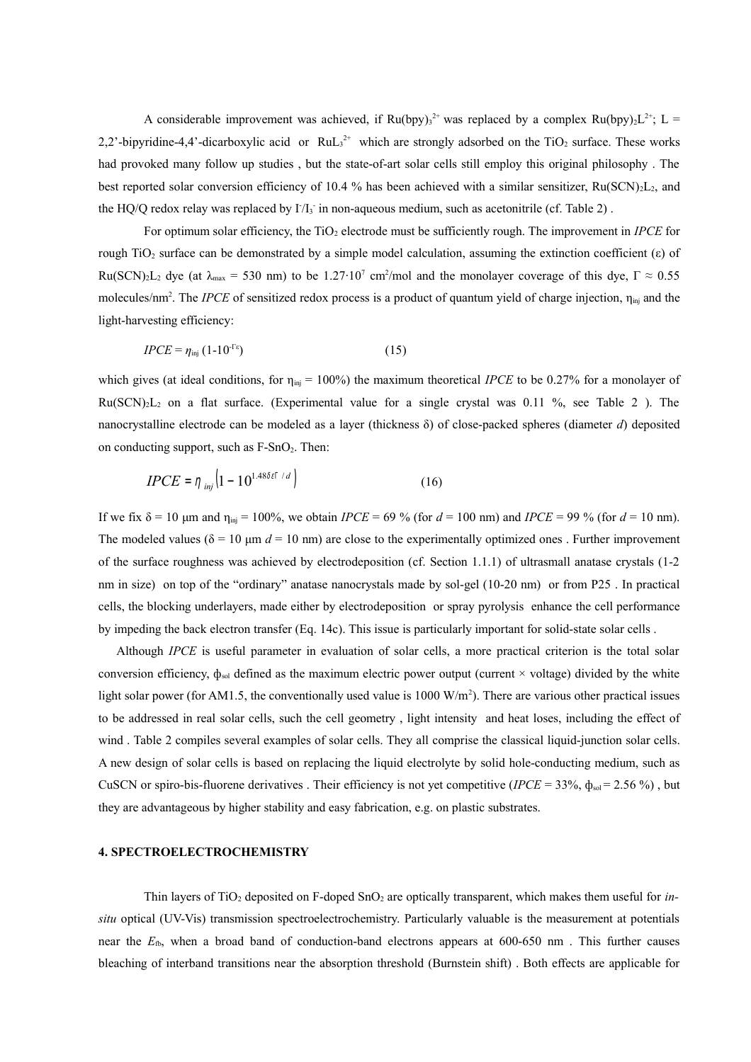A considerable improvement was achieved, if $Ru(bpy)_3^{2+}$ was replaced by a complex $Ru(bpy)_2L^{2+}$; L = 2,2'-bipyridine-4,4'-dicarboxylic acid or $RuL_3^{2+}$ which are strongly adsorbed on the $TiO_2$ surface. These works had provoked many follow up studies , but the state-of-art solar cells still employ this original philosophy . The best reported solar conversion efficiency of 10.4 % has been achieved with a similar sensitizer, $Ru(SCN)_2L_2$, and the HQ/Q redox relay was replaced by $I^-/I_3^-$ in non-aqueous medium, such as acetonitrile (cf. Table 2) .

For optimum solar efficiency, the $TiO_2$ electrode must be sufficiently rough. The improvement in *IPCE* for rough $TiO_2$ surface can be demonstrated by a simple model calculation, assuming the extinction coefficient (ε) of $Ru(SCN)_2L_2$ dye (at $\lambda_{max}$ = 530 nm) to be $1.27 \cdot 10^7$ $cm^2/mol$ and the monolayer coverage of this dye, $\Gamma \approx 0.55$ molecules/$nm^2$. The *IPCE* of sensitized redox process is a product of quantum yield of charge injection, $\eta_{inj}$ and the light-harvesting efficiency:

$$IPCE = \eta_{inj}\,(1\text{-}10^{-\Gamma\varepsilon}) \qquad (15)$$

which gives (at ideal conditions, for $\eta_{inj}$ = 100%) the maximum theoretical *IPCE* to be 0.27% for a monolayer of $Ru(SCN)_2L_2$ on a flat surface. (Experimental value for a single crystal was 0.11 %, see Table 2 ). The nanocrystalline electrode can be modeled as a layer (thickness δ) of close-packed spheres (diameter *d*) deposited on conducting support, such as F-$SnO_2$. Then:

$$IPCE = \eta_{inj}\left(1 - 10^{1.48\delta\varepsilon\Gamma\ /\ d}\right) \qquad (16)$$

If we fix δ = 10 μm and $\eta_{inj}$ = 100%, we obtain *IPCE* = 69 % (for *d* = 100 nm) and *IPCE* = 99 % (for *d* = 10 nm). The modeled values (δ = 10 μm *d* = 10 nm) are close to the experimentally optimized ones . Further improvement of the surface roughness was achieved by electrodeposition (cf. Section 1.1.1) of ultrasmall anatase crystals (1-2 nm in size) on top of the "ordinary" anatase nanocrystals made by sol-gel (10-20 nm) or from P25 . In practical cells, the blocking underlayers, made either by electrodeposition or spray pyrolysis enhance the cell performance by impeding the back electron transfer (Eq. 14c). This issue is particularly important for solid-state solar cells .

Although *IPCE* is useful parameter in evaluation of solar cells, a more practical criterion is the total solar conversion efficiency, $\phi_{sol}$ defined as the maximum electric power output (current × voltage) divided by the white light solar power (for AM1.5, the conventionally used value is 1000 $W/m^2$). There are various other practical issues to be addressed in real solar cells, such the cell geometry , light intensity and heat loses, including the effect of wind . Table 2 compiles several examples of solar cells. They all comprise the classical liquid-junction solar cells. A new design of solar cells is based on replacing the liquid electrolyte by solid hole-conducting medium, such as CuSCN or spiro-bis-fluorene derivatives . Their efficiency is not yet competitive (*IPCE* = 33%, $\phi_{sol}$ = 2.56 %) , but they are advantageous by higher stability and easy fabrication, e.g. on plastic substrates.

## 4. SPECTROELECTROCHEMISTRY

Thin layers of $TiO_2$ deposited on F-doped $SnO_2$ are optically transparent, which makes them useful for *in-situ* optical (UV-Vis) transmission spectroelectrochemistry. Particularly valuable is the measurement at potentials near the $E_{fb}$, when a broad band of conduction-band electrons appears at 600-650 nm . This further causes bleaching of interband transitions near the absorption threshold (Burnstein shift) . Both effects are applicable for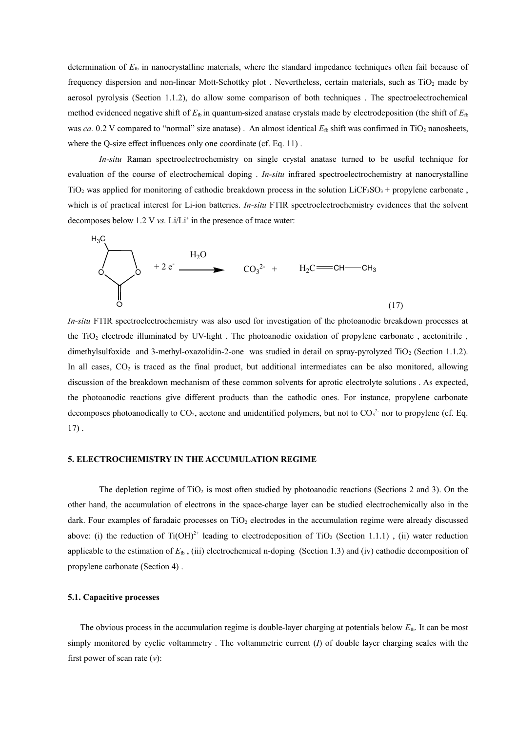determination of $E_{fb}$ in nanocrystalline materials, where the standard impedance techniques often fail because of frequency dispersion and non-linear Mott-Schottky plot . Nevertheless, certain materials, such as $TiO_2$ made by aerosol pyrolysis (Section 1.1.2), do allow some comparison of both techniques . The spectroelectrochemical method evidenced negative shift of $E_{fb}$ in quantum-sized anatase crystals made by electrodeposition (the shift of $E_{fb}$ was *ca.* 0.2 V compared to "normal" size anatase) . An almost identical $E_{fb}$ shift was confirmed in $TiO_2$ nanosheets, where the Q-size effect influences only one coordinate (cf. Eq. 11) .

*In-situ* Raman spectroelectrochemistry on single crystal anatase turned to be useful technique for evaluation of the course of electrochemical doping . *In-situ* infrared spectroelectrochemistry at nanocrystalline $TiO_2$ was applied for monitoring of cathodic breakdown process in the solution $LiCF_3SO_3$ + propylene carbonate , which is of practical interest for Li-ion batteries. *In-situ* FTIR spectroelectrochemistry evidences that the solvent decomposes below 1.2 V *vs.* $Li/Li^+$ in the presence of trace water:

$$\text{(propylene carbonate)} + 2\,e^- \xrightarrow{H_2O} CO_3^{2-} + H_2C{=}CH{-}CH_3 \qquad (17)$$

*In-situ* FTIR spectroelectrochemistry was also used for investigation of the photoanodic breakdown processes at the $TiO_2$ electrode illuminated by UV-light . The photoanodic oxidation of propylene carbonate , acetonitrile , dimethylsulfoxide and 3-methyl-oxazolidin-2-one was studied in detail on spray-pyrolyzed $TiO_2$ (Section 1.1.2). In all cases, $CO_2$ is traced as the final product, but additional intermediates can be also monitored, allowing discussion of the breakdown mechanism of these common solvents for aprotic electrolyte solutions . As expected, the photoanodic reactions give different products than the cathodic ones. For instance, propylene carbonate decomposes photoanodically to $CO_2$, acetone and unidentified polymers, but not to $CO_3^{2-}$ nor to propylene (cf. Eq. 17) .

## 5. ELECTROCHEMISTRY IN THE ACCUMULATION REGIME

The depletion regime of $TiO_2$ is most often studied by photoanodic reactions (Sections 2 and 3). On the other hand, the accumulation of electrons in the space-charge layer can be studied electrochemically also in the dark. Four examples of faradaic processes on $TiO_2$ electrodes in the accumulation regime were already discussed above: (i) the reduction of $Ti(OH)^{2+}$ leading to electrodeposition of $TiO_2$ (Section 1.1.1) , (ii) water reduction applicable to the estimation of $E_{fb}$ , (iii) electrochemical n-doping (Section 1.3) and (iv) cathodic decomposition of propylene carbonate (Section 4) .

### 5.1. Capacitive processes

The obvious process in the accumulation regime is double-layer charging at potentials below $E_{fb}$. It can be most simply monitored by cyclic voltammetry . The voltammetric current ($I$) of double layer charging scales with the first power of scan rate ($v$):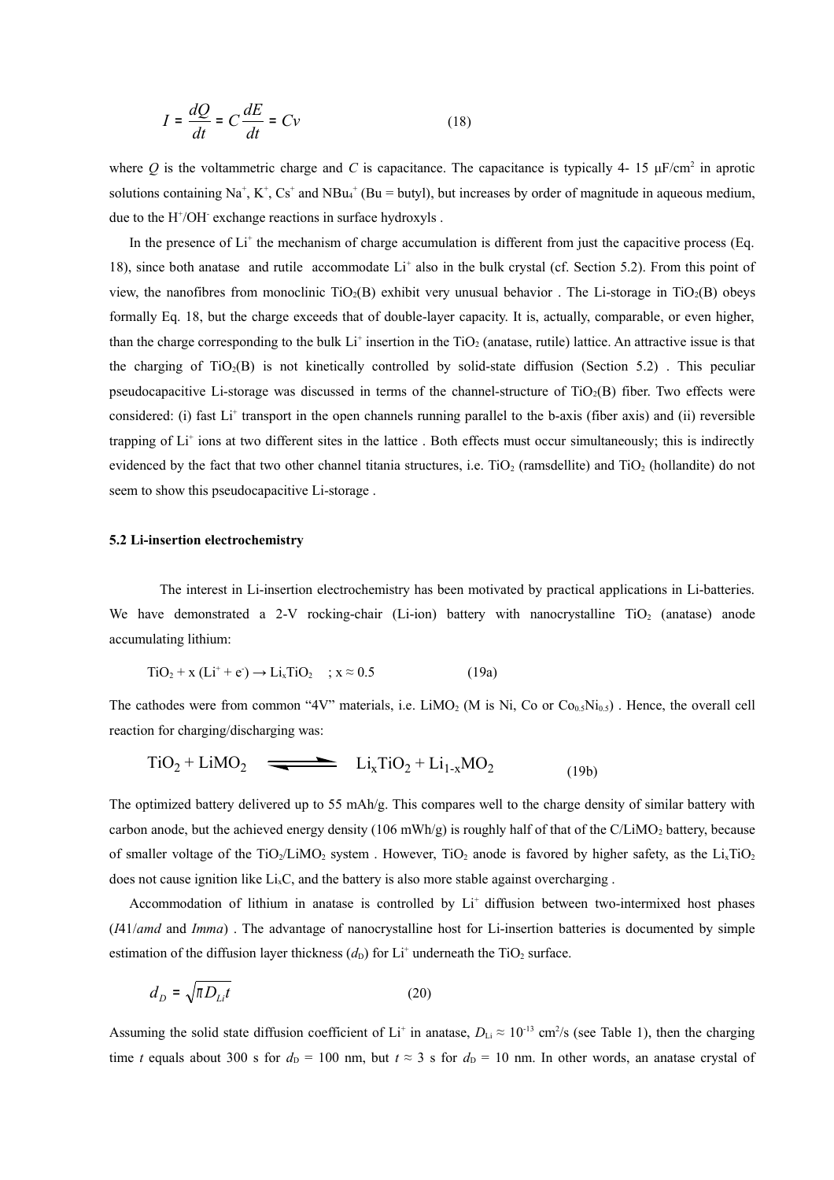$$I = \frac{dQ}{dt} = C\frac{dE}{dt} = Cv \qquad (18)$$

where $Q$ is the voltammetric charge and $C$ is capacitance. The capacitance is typically 4- 15 μF/cm$^2$ in aprotic solutions containing $Na^+$, $K^+$, $Cs^+$ and $NBu_4^+$ (Bu = butyl), but increases by order of magnitude in aqueous medium, due to the $H^+$/$OH^-$ exchange reactions in surface hydroxyls .

In the presence of $Li^+$ the mechanism of charge accumulation is different from just the capacitive process (Eq. 18), since both anatase and rutile accommodate $Li^+$ also in the bulk crystal (cf. Section 5.2). From this point of view, the nanofibres from monoclinic $TiO_2$(B) exhibit very unusual behavior . The Li-storage in $TiO_2$(B) obeys formally Eq. 18, but the charge exceeds that of double-layer capacity. It is, actually, comparable, or even higher, than the charge corresponding to the bulk $Li^+$ insertion in the $TiO_2$ (anatase, rutile) lattice. An attractive issue is that the charging of $TiO_2$(B) is not kinetically controlled by solid-state diffusion (Section 5.2) . This peculiar pseudocapacitive Li-storage was discussed in terms of the channel-structure of $TiO_2$(B) fiber. Two effects were considered: (i) fast $Li^+$ transport in the open channels running parallel to the b-axis (fiber axis) and (ii) reversible trapping of $Li^+$ ions at two different sites in the lattice . Both effects must occur simultaneously; this is indirectly evidenced by the fact that two other channel titania structures, i.e. $TiO_2$ (ramsdellite) and $TiO_2$ (hollandite) do not seem to show this pseudocapacitive Li-storage .

### 5.2 Li-insertion electrochemistry

The interest in Li-insertion electrochemistry has been motivated by practical applications in Li-batteries. We have demonstrated a 2-V rocking-chair (Li-ion) battery with nanocrystalline $TiO_2$ (anatase) anode accumulating lithium:

$$TiO_2 + x\,(Li^+ + e^-) \rightarrow Li_xTiO_2 \quad ; x \approx 0.5 \qquad (19a)$$

The cathodes were from common "4V" materials, i.e. $LiMO_2$ (M is Ni, Co or $Co_{0.5}Ni_{0.5}$) . Hence, the overall cell reaction for charging/discharging was:

$$TiO_2 + LiMO_2 \rightleftharpoons Li_xTiO_2 + Li_{1-x}MO_2 \qquad (19b)$$

The optimized battery delivered up to 55 mAh/g. This compares well to the charge density of similar battery with carbon anode, but the achieved energy density (106 mWh/g) is roughly half of that of the C/$LiMO_2$ battery, because of smaller voltage of the $TiO_2$/$LiMO_2$ system . However, $TiO_2$ anode is favored by higher safety, as the $Li_xTiO_2$ does not cause ignition like $Li_xC$, and the battery is also more stable against overcharging .

Accommodation of lithium in anatase is controlled by $Li^+$ diffusion between two-intermixed host phases (*I*41/*amd* and *Imma*) . The advantage of nanocrystalline host for Li-insertion batteries is documented by simple estimation of the diffusion layer thickness ($d_D$) for $Li^+$ underneath the $TiO_2$ surface.

$$d_D = \sqrt{\pi D_{Li} t} \qquad (20)$$

Assuming the solid state diffusion coefficient of $Li^+$ in anatase, $D_{Li} \approx 10^{-13}$ cm$^2$/s (see Table 1), then the charging time $t$ equals about 300 s for $d_D$ = 100 nm, but $t \approx 3$ s for $d_D$ = 10 nm. In other words, an anatase crystal of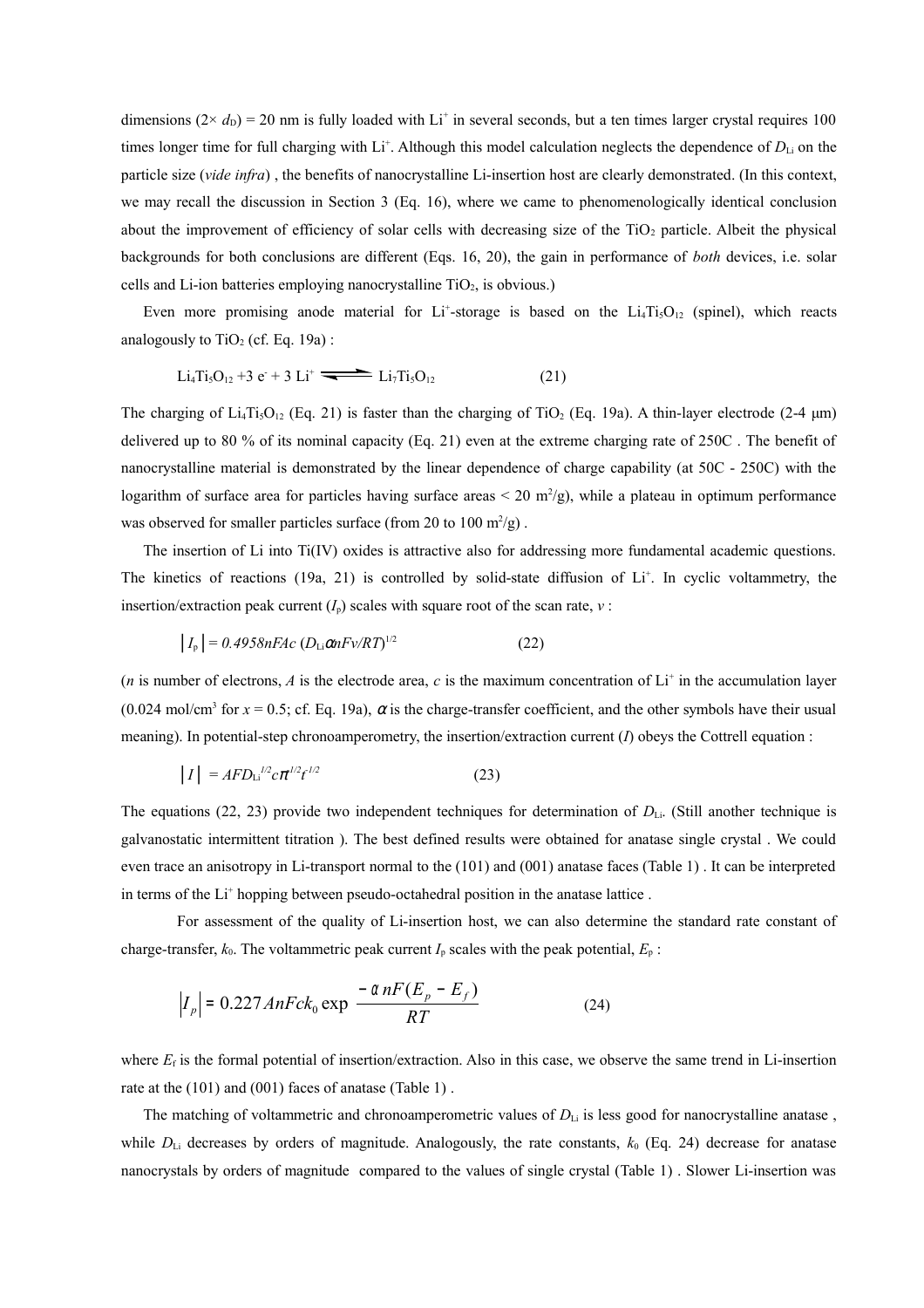dimensions ($2\times d_D$) = 20 nm is fully loaded with $Li^+$ in several seconds, but a ten times larger crystal requires 100 times longer time for full charging with $Li^+$. Although this model calculation neglects the dependence of $D_{Li}$ on the particle size (*vide infra*) , the benefits of nanocrystalline Li-insertion host are clearly demonstrated. (In this context, we may recall the discussion in Section 3 (Eq. 16), where we came to phenomenologically identical conclusion about the improvement of efficiency of solar cells with decreasing size of the $TiO_2$ particle. Albeit the physical backgrounds for both conclusions are different (Eqs. 16, 20), the gain in performance of *both* devices, i.e. solar cells and Li-ion batteries employing nanocrystalline $TiO_2$, is obvious.)

Even more promising anode material for $Li^+$-storage is based on the $Li_4Ti_5O_{12}$ (spinel), which reacts analogously to $TiO_2$ (cf. Eq. 19a) :

$$Li_4Ti_5O_{12} + 3\,e^- + 3\,Li^+ \rightleftharpoons Li_7Ti_5O_{12} \qquad (21)$$

The charging of $Li_4Ti_5O_{12}$ (Eq. 21) is faster than the charging of $TiO_2$ (Eq. 19a). A thin-layer electrode (2-4 μm) delivered up to 80 % of its nominal capacity (Eq. 21) even at the extreme charging rate of 250C . The benefit of nanocrystalline material is demonstrated by the linear dependence of charge capability (at 50C - 250C) with the logarithm of surface area for particles having surface areas < 20 $m^2/g$), while a plateau in optimum performance was observed for smaller particles surface (from 20 to 100 $m^2/g$) .

The insertion of Li into Ti(IV) oxides is attractive also for addressing more fundamental academic questions. The kinetics of reactions (19a, 21) is controlled by solid-state diffusion of $Li^+$. In cyclic voltammetry, the insertion/extraction peak current ($I_p$) scales with square root of the scan rate, $v$ :

$$|I_p| = 0.4958nFAc\,(D_{Li}\alpha nFv/RT)^{1/2} \qquad (22)$$

($n$ is number of electrons, $A$ is the electrode area, $c$ is the maximum concentration of $Li^+$ in the accumulation layer (0.024 mol/$cm^3$ for $x = 0.5$; cf. Eq. 19a), $\alpha$ is the charge-transfer coefficient, and the other symbols have their usual meaning). In potential-step chronoamperometry, the insertion/extraction current ($I$) obeys the Cottrell equation :

$$|I| = AFD_{Li}^{1/2}c\pi^{1/2}t^{-1/2} \qquad (23)$$

The equations (22, 23) provide two independent techniques for determination of $D_{Li}$. (Still another technique is galvanostatic intermittent titration ). The best defined results were obtained for anatase single crystal . We could even trace an anisotropy in Li-transport normal to the (101) and (001) anatase faces (Table 1) . It can be interpreted in terms of the $Li^+$ hopping between pseudo-octahedral position in the anatase lattice .

For assessment of the quality of Li-insertion host, we can also determine the standard rate constant of charge-transfer, $k_0$. The voltammetric peak current $I_p$ scales with the peak potential, $E_p$ :

$$|I_p| = 0.227\,AnFck_0 \exp\frac{-\alpha nF(E_p - E_f)}{RT} \qquad (24)$$

where $E_f$ is the formal potential of insertion/extraction. Also in this case, we observe the same trend in Li-insertion rate at the (101) and (001) faces of anatase (Table 1) .

The matching of voltammetric and chronoamperometric values of $D_{Li}$ is less good for nanocrystalline anatase , while $D_{Li}$ decreases by orders of magnitude. Analogously, the rate constants, $k_0$ (Eq. 24) decrease for anatase nanocrystals by orders of magnitude compared to the values of single crystal (Table 1) . Slower Li-insertion was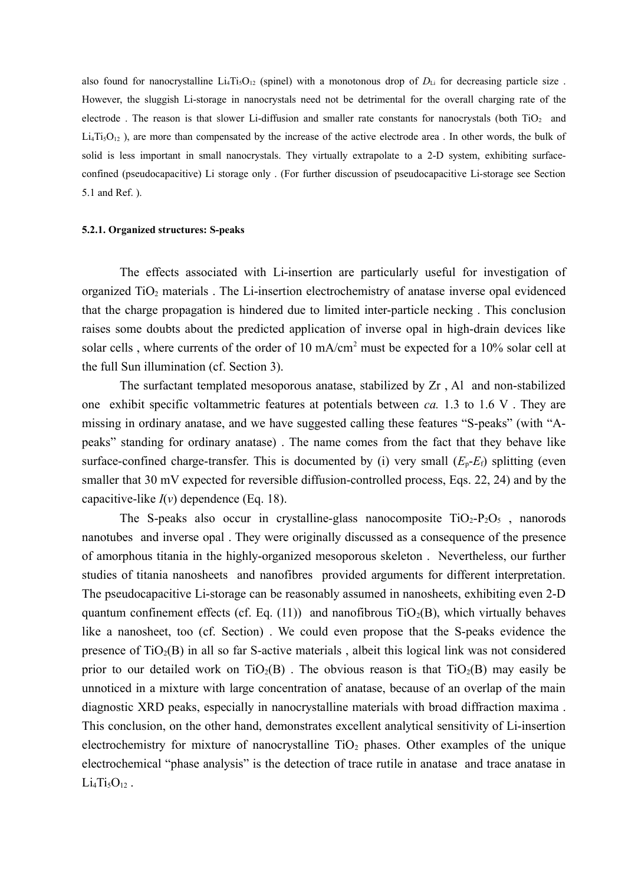also found for nanocrystalline $Li_4Ti_5O_{12}$ (spinel) with a monotonous drop of $D_{Li}$ for decreasing particle size . However, the sluggish Li-storage in nanocrystals need not be detrimental for the overall charging rate of the electrode . The reason is that slower Li-diffusion and smaller rate constants for nanocrystals (both $TiO_2$ and $Li_4Ti_5O_{12}$ ), are more than compensated by the increase of the active electrode area . In other words, the bulk of solid is less important in small nanocrystals. They virtually extrapolate to a 2-D system, exhibiting surface-confined (pseudocapacitive) Li storage only . (For further discussion of pseudocapacitive Li-storage see Section 5.1 and Ref. ).

#### 5.2.1. Organized structures: S-peaks

The effects associated with Li-insertion are particularly useful for investigation of organized $TiO_2$ materials . The Li-insertion electrochemistry of anatase inverse opal evidenced that the charge propagation is hindered due to limited inter-particle necking . This conclusion raises some doubts about the predicted application of inverse opal in high-drain devices like solar cells , where currents of the order of 10 mA/cm$^2$ must be expected for a 10% solar cell at the full Sun illumination (cf. Section 3).

The surfactant templated mesoporous anatase, stabilized by Zr , Al and non-stabilized one exhibit specific voltammetric features at potentials between *ca.* 1.3 to 1.6 V . They are missing in ordinary anatase, and we have suggested calling these features "S-peaks" (with "A-peaks" standing for ordinary anatase) . The name comes from the fact that they behave like surface-confined charge-transfer. This is documented by (i) very small ($E_p$-$E_f$) splitting (even smaller that 30 mV expected for reversible diffusion-controlled process, Eqs. 22, 24) and by the capacitive-like $I(v)$ dependence (Eq. 18).

The S-peaks also occur in crystalline-glass nanocomposite $TiO_2$-$P_2O_5$ , nanorods nanotubes and inverse opal . They were originally discussed as a consequence of the presence of amorphous titania in the highly-organized mesoporous skeleton . Nevertheless, our further studies of titania nanosheets and nanofibres provided arguments for different interpretation. The pseudocapacitive Li-storage can be reasonably assumed in nanosheets, exhibiting even 2-D quantum confinement effects (cf. Eq. (11)) and nanofibrous $TiO_2$(B), which virtually behaves like a nanosheet, too (cf. Section) . We could even propose that the S-peaks evidence the presence of $TiO_2$(B) in all so far S-active materials , albeit this logical link was not considered prior to our detailed work on $TiO_2$(B) . The obvious reason is that $TiO_2$(B) may easily be unnoticed in a mixture with large concentration of anatase, because of an overlap of the main diagnostic XRD peaks, especially in nanocrystalline materials with broad diffraction maxima . This conclusion, on the other hand, demonstrates excellent analytical sensitivity of Li-insertion electrochemistry for mixture of nanocrystalline $TiO_2$ phases. Other examples of the unique electrochemical "phase analysis" is the detection of trace rutile in anatase and trace anatase in $Li_4Ti_5O_{12}$ .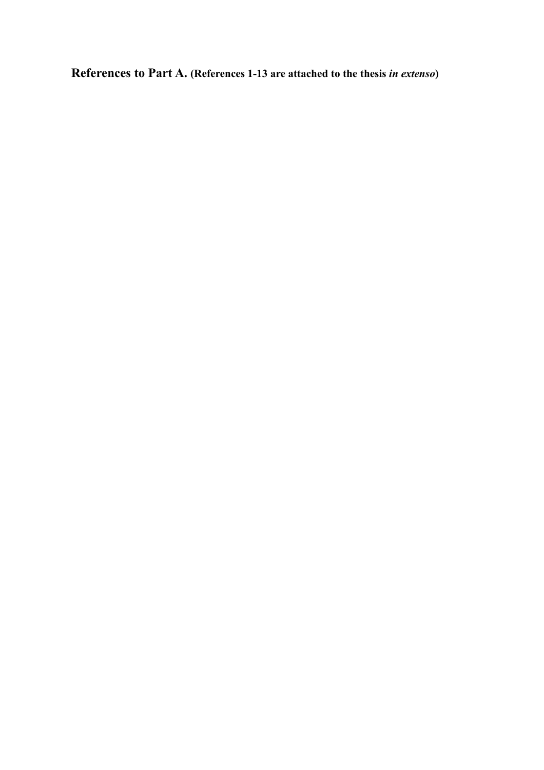## **References to Part A.** (References 1-13 are attached to the thesis *in extenso*)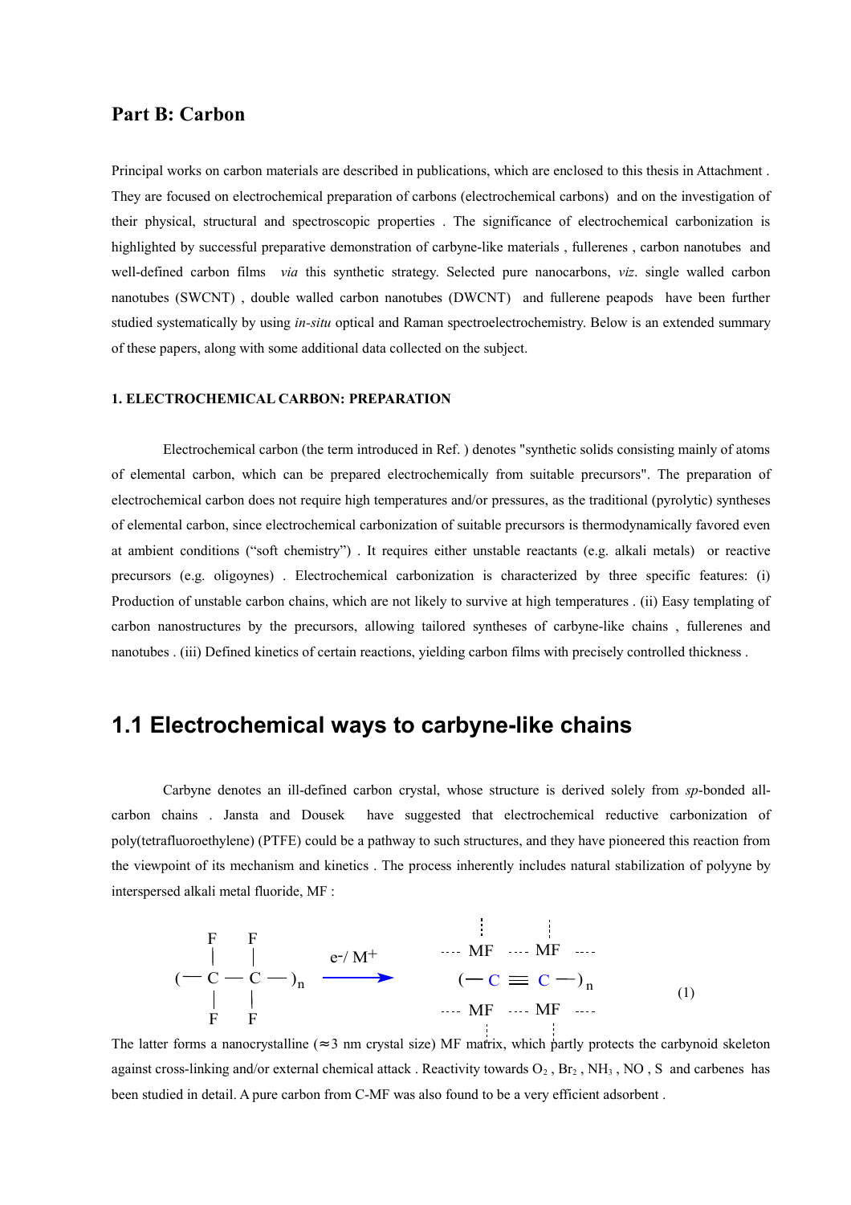## Part B: Carbon

Principal works on carbon materials are described in publications, which are enclosed to this thesis in Attachment . They are focused on electrochemical preparation of carbons (electrochemical carbons) and on the investigation of their physical, structural and spectroscopic properties . The significance of electrochemical carbonization is highlighted by successful preparative demonstration of carbyne-like materials , fullerenes , carbon nanotubes and well-defined carbon films *via* this synthetic strategy. Selected pure nanocarbons, *viz*. single walled carbon nanotubes (SWCNT) , double walled carbon nanotubes (DWCNT) and fullerene peapods have been further studied systematically by using *in-situ* optical and Raman spectroelectrochemistry. Below is an extended summary of these papers, along with some additional data collected on the subject.

#### 1. ELECTROCHEMICAL CARBON: PREPARATION

Electrochemical carbon (the term introduced in Ref. ) denotes "synthetic solids consisting mainly of atoms of elemental carbon, which can be prepared electrochemically from suitable precursors". The preparation of electrochemical carbon does not require high temperatures and/or pressures, as the traditional (pyrolytic) syntheses of elemental carbon, since electrochemical carbonization of suitable precursors is thermodynamically favored even at ambient conditions ("soft chemistry") . It requires either unstable reactants (e.g. alkali metals) or reactive precursors (e.g. oligoynes) . Electrochemical carbonization is characterized by three specific features: (i) Production of unstable carbon chains, which are not likely to survive at high temperatures . (ii) Easy templating of carbon nanostructures by the precursors, allowing tailored syntheses of carbyne-like chains , fullerenes and nanotubes . (iii) Defined kinetics of certain reactions, yielding carbon films with precisely controlled thickness .

## 1.1 Electrochemical ways to carbyne-like chains

Carbyne denotes an ill-defined carbon crystal, whose structure is derived solely from *sp*-bonded all-carbon chains . Jansta and Dousek have suggested that electrochemical reductive carbonization of poly(tetrafluoroethylene) (PTFE) could be a pathway to such structures, and they have pioneered this reaction from the viewpoint of its mechanism and kinetics . The process inherently includes natural stabilization of polyyne by interspersed alkali metal fluoride, MF :

$$(-CF_2-CF_2-)_n \xrightarrow{e^-/M^+} (-C\equiv C-)_n \cdot MF \qquad (1)$$

The latter forms a nanocrystalline (≈3 nm crystal size) MF matrix, which partly protects the carbynoid skeleton against cross-linking and/or external chemical attack . Reactivity towards $O_2$ , $Br_2$ , $NH_3$ , NO , S and carbenes has been studied in detail. A pure carbon from C-MF was also found to be a very efficient adsorbent .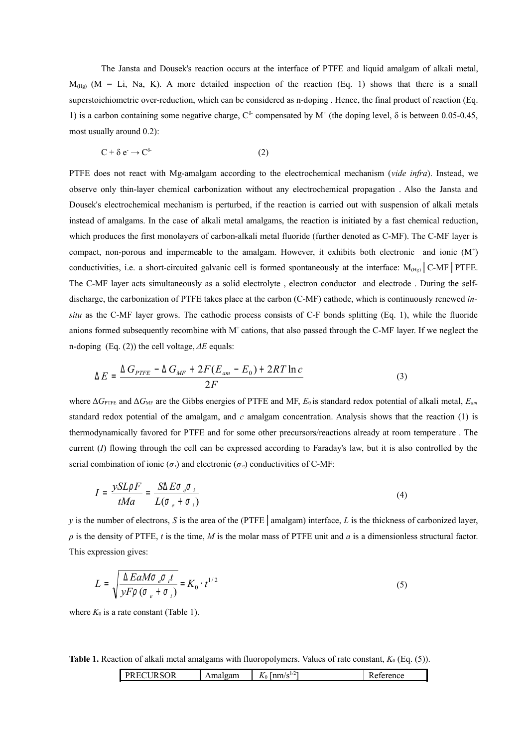The Jansta and Dousek's reaction occurs at the interface of PTFE and liquid amalgam of alkali metal, $M_{(Hg)}$ (M = Li, Na, K). A more detailed inspection of the reaction (Eq. 1) shows that there is a small superstoichiometric over-reduction, which can be considered as n-doping . Hence, the final product of reaction (Eq. 1) is a carbon containing some negative charge, $C^{\delta-}$ compensated by $M^+$ (the doping level, $\delta$ is between 0.05-0.45, most usually around 0.2):

$$C + \delta e^- \rightarrow C^{\delta-} \tag{2}$$

PTFE does not react with Mg-amalgam according to the electrochemical mechanism (*vide infra*). Instead, we observe only thin-layer chemical carbonization without any electrochemical propagation . Also the Jansta and Dousek's electrochemical mechanism is perturbed, if the reaction is carried out with suspension of alkali metals instead of amalgams. In the case of alkali metal amalgams, the reaction is initiated by a fast chemical reduction, which produces the first monolayers of carbon-alkali metal fluoride (further denoted as C-MF). The C-MF layer is compact, non-porous and impermeable to the amalgam. However, it exhibits both electronic and ionic ($M^+$) conductivities, i.e. a short-circuited galvanic cell is formed spontaneously at the interface: $M_{(Hg)}$ │C-MF│PTFE. The C-MF layer acts simultaneously as a solid electrolyte , electron conductor and electrode . During the self-discharge, the carbonization of PTFE takes place at the carbon (C-MF) cathode, which is continuously renewed *in-situ* as the C-MF layer grows. The cathodic process consists of C-F bonds splitting (Eq. 1), while the fluoride anions formed subsequently recombine with $M^+$ cations, that also passed through the C-MF layer. If we neglect the n-doping (Eq. (2)) the cell voltage, $\Delta E$ equals:

$$\Delta E = \frac{\Delta G_{PTFE} - \Delta G_{MF} + 2F(E_{am} - E_0) + 2RT \ln c}{2F} \tag{3}$$

where $\Delta G_{PTFE}$ and $\Delta G_{MF}$ are the Gibbs energies of PTFE and MF, $E_0$ is standard redox potential of alkali metal, $E_{am}$ standard redox potential of the amalgam, and $c$ amalgam concentration. Analysis shows that the reaction (1) is thermodynamically favored for PTFE and for some other precursors/reactions already at room temperature . The current ($I$) flowing through the cell can be expressed according to Faraday's law, but it is also controlled by the serial combination of ionic ($\sigma_i$) and electronic ($\sigma_e$) conductivities of C-MF:

$$I = \frac{ySL\rho F}{tMa} = \frac{S\Delta E\sigma_e\sigma_i}{L(\sigma_e + \sigma_i)} \tag{4}$$

$y$ is the number of electrons, $S$ is the area of the (PTFE│amalgam) interface, $L$ is the thickness of carbonized layer, $\rho$ is the density of PTFE, $t$ is the time, $M$ is the molar mass of PTFE unit and $a$ is a dimensionless structural factor. This expression gives:

$$L = \sqrt{\frac{\Delta EaM\sigma_e\sigma_i t}{yF\rho(\sigma_e + \sigma_i)}} = K_0 \cdot t^{1/2} \tag{5}$$

where $K_0$ is a rate constant (Table 1).

**Table 1.** Reaction of alkali metal amalgams with fluoropolymers. Values of rate constant, $K_0$ (Eq. (5)).

| PRECURSOR | Amalgam | $K_0$ [nm/s$^{1/2}$] | Reference |
|---|---|---|---|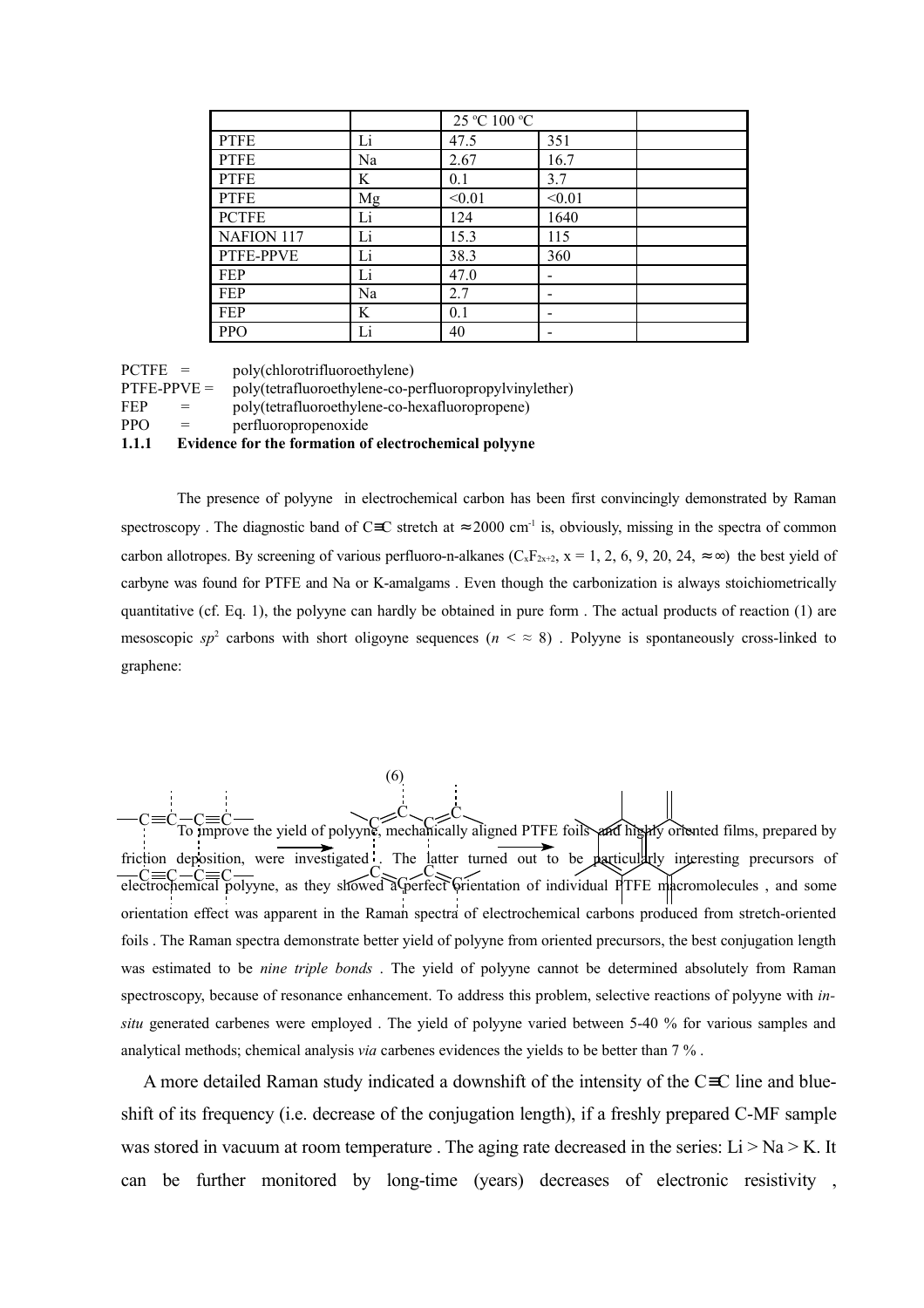| | | 25 ºC 100 ºC | | |
|---|---|---|---|---|
| PTFE | Li | 47.5 | 351 | |
| PTFE | Na | 2.67 | 16.7 | |
| PTFE | K | 0.1 | 3.7 | |
| PTFE | Mg | <0.01 | <0.01 | |
| PCTFE | Li | 124 | 1640 | |
| NAFION 117 | Li | 15.3 | 115 | |
| PTFE-PPVE | Li | 38.3 | 360 | |
| FEP | Li | 47.0 | - | |
| FEP | Na | 2.7 | - | |
| FEP | K | 0.1 | - | |
| PPO | Li | 40 | - | |

PCTFE = poly(chlorotrifluoroethylene)
PTFE-PPVE = poly(tetrafluoroethylene-co-perfluoropropylvinylether)
FEP = poly(tetrafluoroethylene-co-hexafluoropropene)
PPO = perfluoropropenoxide

### 1.1.1 Evidence for the formation of electrochemical polyyne

The presence of polyyne in electrochemical carbon has been first convincingly demonstrated by Raman spectroscopy . The diagnostic band of C≡C stretch at ≈2000 cm$^{-1}$ is, obviously, missing in the spectra of common carbon allotropes. By screening of various perfluoro-n-alkanes ($C_xF_{2x+2}$, x = 1, 2, 6, 9, 20, 24, ≈∞) the best yield of carbyne was found for PTFE and Na or K-amalgams . Even though the carbonization is always stoichiometrically quantitative (cf. Eq. 1), the polyyne can hardly be obtained in pure form . The actual products of reaction (1) are mesoscopic $sp^2$ carbons with short oligoyne sequences ($n < \approx 8$) . Polyyne is spontaneously cross-linked to graphene:

(6)

To improve the yield of polyyne, mechanically aligned PTFE foils and highly oriented films, prepared by friction deposition, were investigated . The latter turned out to be particularly interesting precursors of electrochemical polyyne, as they showed a perfect orientation of individual PTFE macromolecules , and some orientation effect was apparent in the Raman spectra of electrochemical carbons produced from stretch-oriented foils . The Raman spectra demonstrate better yield of polyyne from oriented precursors, the best conjugation length was estimated to be *nine triple bonds* . The yield of polyyne cannot be determined absolutely from Raman spectroscopy, because of resonance enhancement. To address this problem, selective reactions of polyyne with *in-situ* generated carbenes were employed . The yield of polyyne varied between 5-40 % for various samples and analytical methods; chemical analysis *via* carbenes evidences the yields to be better than 7 % .

A more detailed Raman study indicated a downshift of the intensity of the C≡C line and blue-shift of its frequency (i.e. decrease of the conjugation length), if a freshly prepared C-MF sample was stored in vacuum at room temperature . The aging rate decreased in the series: Li > Na > K. It can be further monitored by long-time (years) decreases of electronic resistivity ,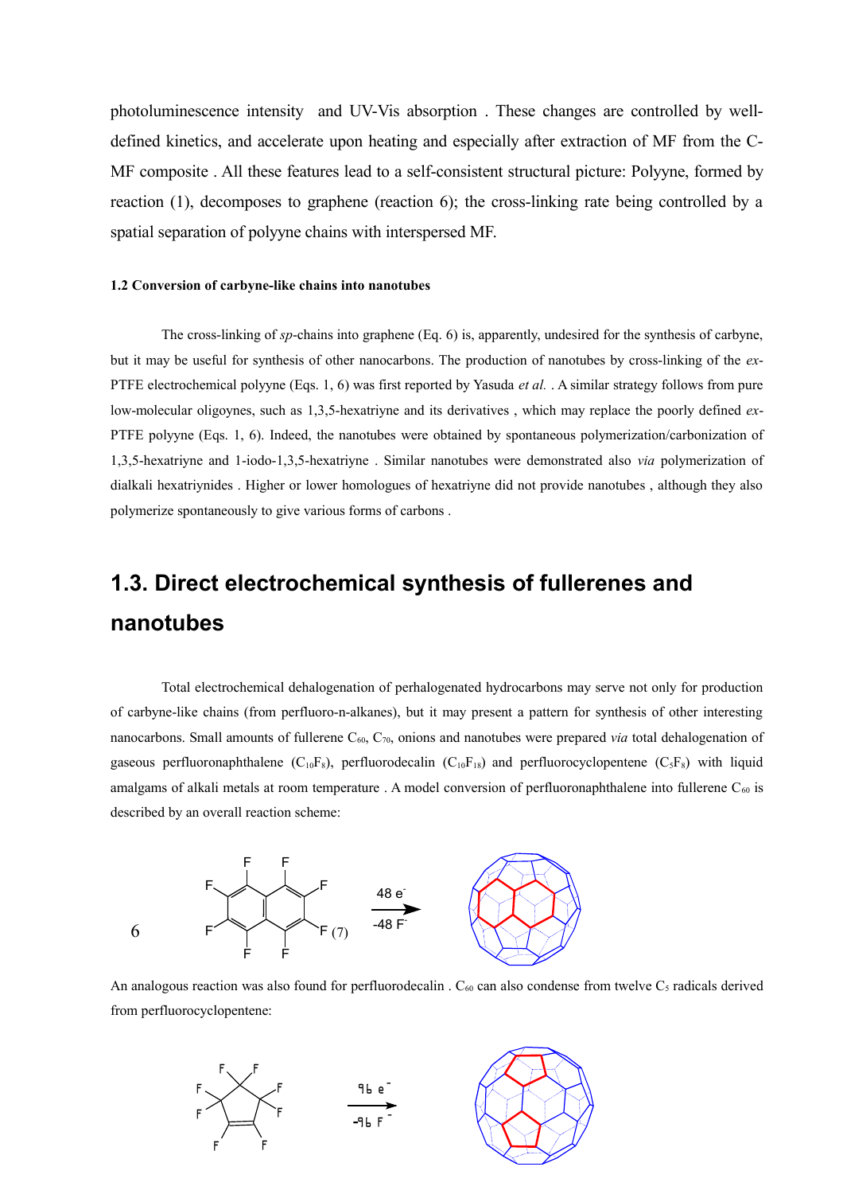photoluminescence intensity  and UV-Vis absorption . These changes are controlled by well-defined kinetics, and accelerate upon heating and especially after extraction of MF from the C-MF composite . All these features lead to a self-consistent structural picture: Polyyne, formed by reaction (1), decomposes to graphene (reaction 6); the cross-linking rate being controlled by a spatial separation of polyyne chains with interspersed MF.

#### 1.2 Conversion of carbyne-like chains into nanotubes

The cross-linking of *sp*-chains into graphene (Eq. 6) is, apparently, undesired for the synthesis of carbyne, but it may be useful for synthesis of other nanocarbons. The production of nanotubes by cross-linking of the *ex*-PTFE electrochemical polyyne (Eqs. 1, 6) was first reported by Yasuda *et al.* . A similar strategy follows from pure low-molecular oligoynes, such as 1,3,5-hexatriyne and its derivatives , which may replace the poorly defined *ex*-PTFE polyyne (Eqs. 1, 6). Indeed, the nanotubes were obtained by spontaneous polymerization/carbonization of 1,3,5-hexatriyne and 1-iodo-1,3,5-hexatriyne . Similar nanotubes were demonstrated also *via* polymerization of dialkali hexatriynides . Higher or lower homologues of hexatriyne did not provide nanotubes , although they also polymerize spontaneously to give various forms of carbons .

## 1.3. Direct electrochemical synthesis of fullerenes and nanotubes

Total electrochemical dehalogenation of perhalogenated hydrocarbons may serve not only for production of carbyne-like chains (from perfluoro-n-alkanes), but it may present a pattern for synthesis of other interesting nanocarbons. Small amounts of fullerene $C_{60}$, $C_{70}$, onions and nanotubes were prepared *via* total dehalogenation of gaseous perfluoronaphthalene ($C_{10}F_8$), perfluorodecalin ($C_{10}F_{18}$) and perfluorocyclopentene ($C_5F_8$) with liquid amalgams of alkali metals at room temperature . A model conversion of perfluoronaphthalene into fullerene $C_{60}$ is described by an overall reaction scheme:

$$6\ C_{10}F_8 \xrightarrow[-48\ F^-]{48\ e^-} C_{60} \quad (7)$$

An analogous reaction was also found for perfluorodecalin . $C_{60}$ can also condense from twelve $C_5$ radicals derived from perfluorocyclopentene:

$$C_5F_8 \xrightarrow[-96\ F^-]{96\ e^-} C_{60}$$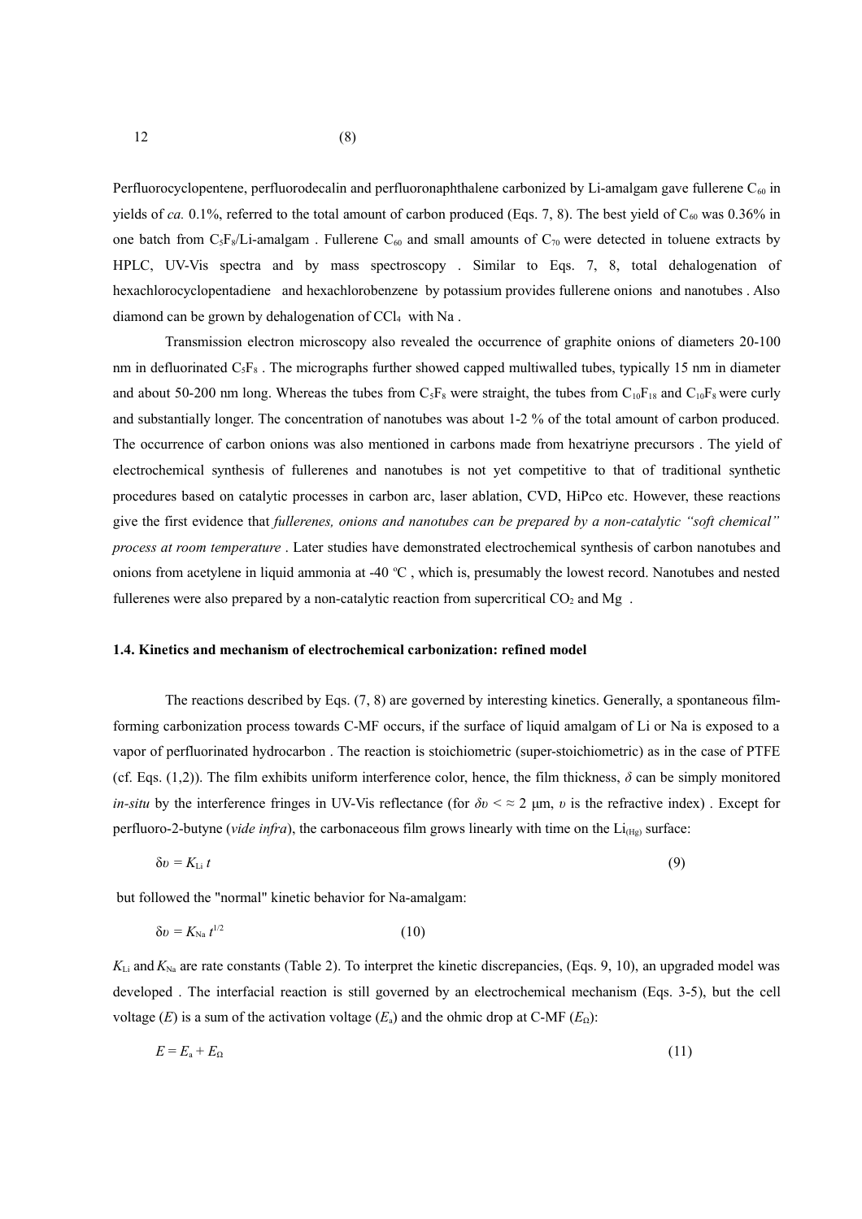12 (8)

Perfluorocyclopentene, perfluorodecalin and perfluoronaphthalene carbonized by Li-amalgam gave fullerene $C_{60}$ in yields of *ca.* 0.1%, referred to the total amount of carbon produced (Eqs. 7, 8). The best yield of $C_{60}$ was 0.36% in one batch from $C_5F_8$/Li-amalgam . Fullerene $C_{60}$ and small amounts of $C_{70}$ were detected in toluene extracts by HPLC, UV-Vis spectra and by mass spectroscopy . Similar to Eqs. 7, 8, total dehalogenation of hexachlorocyclopentadiene and hexachlorobenzene by potassium provides fullerene onions and nanotubes . Also diamond can be grown by dehalogenation of $CCl_4$ with Na .

Transmission electron microscopy also revealed the occurrence of graphite onions of diameters 20-100 nm in defluorinated $C_5F_8$ . The micrographs further showed capped multiwalled tubes, typically 15 nm in diameter and about 50-200 nm long. Whereas the tubes from $C_5F_8$ were straight, the tubes from $C_{10}F_{18}$ and $C_{10}F_8$ were curly and substantially longer. The concentration of nanotubes was about 1-2 % of the total amount of carbon produced. The occurrence of carbon onions was also mentioned in carbons made from hexatriyne precursors . The yield of electrochemical synthesis of fullerenes and nanotubes is not yet competitive to that of traditional synthetic procedures based on catalytic processes in carbon arc, laser ablation, CVD, HiPco etc. However, these reactions give the first evidence that *fullerenes, onions and nanotubes can be prepared by a non-catalytic "soft chemical" process at room temperature* . Later studies have demonstrated electrochemical synthesis of carbon nanotubes and onions from acetylene in liquid ammonia at -40 °C , which is, presumably the lowest record. Nanotubes and nested fullerenes were also prepared by a non-catalytic reaction from supercritical $CO_2$ and Mg .

### 1.4. Kinetics and mechanism of electrochemical carbonization: refined model

The reactions described by Eqs. (7, 8) are governed by interesting kinetics. Generally, a spontaneous film-forming carbonization process towards C-MF occurs, if the surface of liquid amalgam of Li or Na is exposed to a vapor of perfluorinated hydrocarbon . The reaction is stoichiometric (super-stoichiometric) as in the case of PTFE (cf. Eqs. (1,2)). The film exhibits uniform interference color, hence, the film thickness, $\delta$ can be simply monitored *in-situ* by the interference fringes in UV-Vis reflectance (for $\delta\upsilon < \approx 2$ μm, $\upsilon$ is the refractive index) . Except for perfluoro-2-butyne (*vide infra*), the carbonaceous film grows linearly with time on the $Li_{(Hg)}$ surface:

$$\delta\upsilon = K_{Li}\, t \tag{9}$$

but followed the "normal" kinetic behavior for Na-amalgam:

$$\delta\upsilon = K_{Na}\, t^{1/2} \tag{10}$$

$K_{Li}$ and $K_{Na}$ are rate constants (Table 2). To interpret the kinetic discrepancies, (Eqs. 9, 10), an upgraded model was developed . The interfacial reaction is still governed by an electrochemical mechanism (Eqs. 3-5), but the cell voltage ($E$) is a sum of the activation voltage ($E_a$) and the ohmic drop at C-MF ($E_\Omega$):

$$E = E_a + E_\Omega \tag{11}$$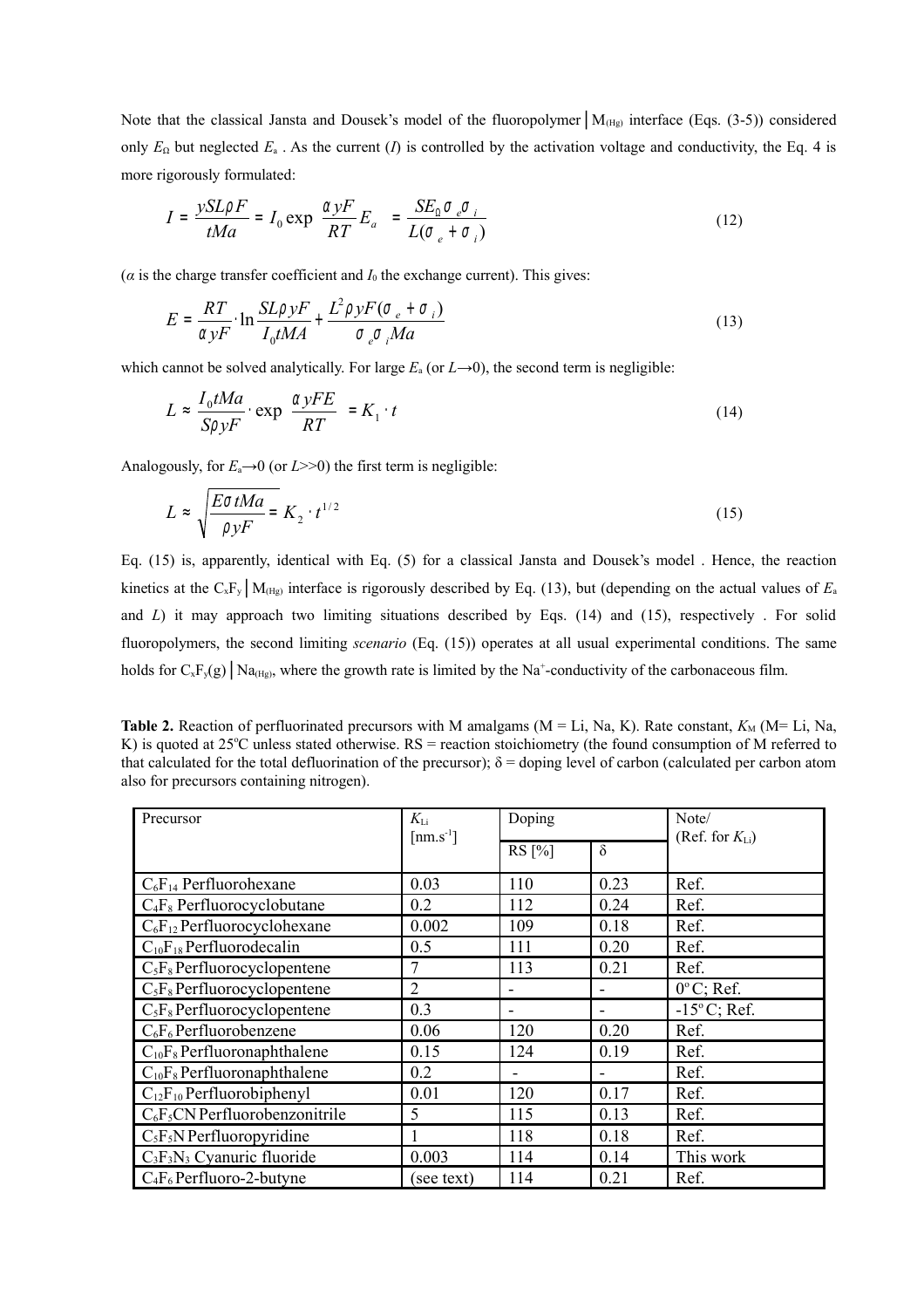Note that the classical Jansta and Dousek's model of the fluoropolymer$|M_{(Hg)}$ interface (Eqs. (3-5)) considered only $E_\Omega$ but neglected $E_a$ . As the current ($I$) is controlled by the activation voltage and conductivity, the Eq. 4 is more rigorously formulated:

$$I = \frac{ySL\rho F}{tMa} = I_0 \exp\left(\frac{\alpha yF}{RT} E_a\right) = \frac{SE_\Omega \sigma_e \sigma_i}{L(\sigma_e + \sigma_i)} \tag{12}$$

($\alpha$ is the charge transfer coefficient and $I_0$ the exchange current). This gives:

$$E = \frac{RT}{\alpha yF} \cdot \ln \frac{SL\rho yF}{I_0 tMA} + \frac{L^2 \rho yF(\sigma_e + \sigma_i)}{\sigma_e \sigma_i Ma} \tag{13}$$

which cannot be solved analytically. For large $E_a$ (or $L \rightarrow 0$), the second term is negligible:

$$L \approx \frac{I_0 tMa}{S\rho yF} \cdot \exp\left(\frac{\alpha yFE}{RT}\right) = K_1 \cdot t \tag{14}$$

Analogously, for $E_a \rightarrow 0$ (or $L >> 0$) the first term is negligible:

$$L \approx \sqrt{\frac{E\sigma tMa}{\rho yF}} = K_2 \cdot t^{1/2} \tag{15}$$

Eq. (15) is, apparently, identical with Eq. (5) for a classical Jansta and Dousek's model . Hence, the reaction kinetics at the $C_xF_y|M_{(Hg)}$ interface is rigorously described by Eq. (13), but (depending on the actual values of $E_a$ and $L$) it may approach two limiting situations described by Eqs. (14) and (15), respectively . For solid fluoropolymers, the second limiting *scenario* (Eq. (15)) operates at all usual experimental conditions. The same holds for $C_xF_y(g)|Na_{(Hg)}$, where the growth rate is limited by the $Na^+$-conductivity of the carbonaceous film.

**Table 2.** Reaction of perfluorinated precursors with M amalgams (M = Li, Na, K). Rate constant, $K_M$ (M= Li, Na, K) is quoted at 25°C unless stated otherwise. RS = reaction stoichiometry (the found consumption of M referred to that calculated for the total defluorination of the precursor); δ = doping level of carbon (calculated per carbon atom also for precursors containing nitrogen).

| Precursor | $K_{Li}$ [nm.s$^{-1}$] | Doping | | Note/ (Ref. for $K_{Li}$) |
|---|---|---|---|---|
| | | RS [%] | δ | |
| $C_6F_{14}$ Perfluorohexane | 0.03 | 110 | 0.23 | Ref. |
| $C_4F_8$ Perfluorocyclobutane | 0.2 | 112 | 0.24 | Ref. |
| $C_6F_{12}$ Perfluorocyclohexane | 0.002 | 109 | 0.18 | Ref. |
| $C_{10}F_{18}$ Perfluorodecalin | 0.5 | 111 | 0.20 | Ref. |
| $C_5F_8$ Perfluorocyclopentene | 7 | 113 | 0.21 | Ref. |
| $C_5F_8$ Perfluorocyclopentene | 2 | - | - | 0°C; Ref. |
| $C_5F_8$ Perfluorocyclopentene | 0.3 | - | - | -15°C; Ref. |
| $C_6F_6$ Perfluorobenzene | 0.06 | 120 | 0.20 | Ref. |
| $C_{10}F_8$ Perfluoronaphthalene | 0.15 | 124 | 0.19 | Ref. |
| $C_{10}F_8$ Perfluoronaphthalene | 0.2 | - | - | Ref. |
| $C_{12}F_{10}$ Perfluorobiphenyl | 0.01 | 120 | 0.17 | Ref. |
| $C_6F_5CN$ Perfluorobenzonitrile | 5 | 115 | 0.13 | Ref. |
| $C_5F_5N$ Perfluoropyridine | 1 | 118 | 0.18 | Ref. |
| $C_3F_3N_3$ Cyanuric fluoride | 0.003 | 114 | 0.14 | This work |
| $C_4F_6$ Perfluoro-2-butyne | (see text) | 114 | 0.21 | Ref. |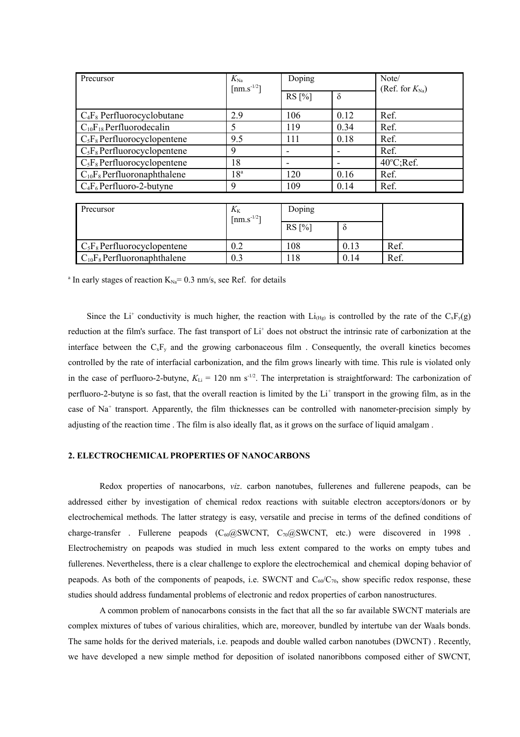| Precursor | $K_{Na}$ [nm.s$^{-1/2}$] | Doping | | Note/ (Ref. for $K_{Na}$) |
|---|---|---|---|---|
| | | RS [%] | δ | |
| $C_4F_8$ Perfluorocyclobutane | 2.9 | 106 | 0.12 | Ref. |
| $C_{10}F_{18}$ Perfluorodecalin | 5 | 119 | 0.34 | Ref. |
| $C_5F_8$ Perfluorocyclopentene | 9.5 | 111 | 0.18 | Ref. |
| $C_5F_8$ Perfluorocyclopentene | 9 | - | - | Ref. |
| $C_5F_8$ Perfluorocyclopentene | 18 | - | - | 40°C;Ref. |
| $C_{10}F_8$ Perfluoronaphthalene | 18[a] | 120 | 0.16 | Ref. |
| $C_4F_6$ Perfluoro-2-butyne | 9 | 109 | 0.14 | Ref. |

| Precursor | $K_K$ [nm.s$^{-1/2}$] | Doping | | |
|---|---|---|---|---|
| | | RS [%] | δ | |
| $C_5F_8$ Perfluorocyclopentene | 0.2 | 108 | 0.13 | Ref. |
| $C_{10}F_8$ Perfluoronaphthalene | 0.3 | 118 | 0.14 | Ref. |

[a] In early stages of reaction $K_{Na}$= 0.3 nm/s, see Ref. for details

Since the $Li^+$ conductivity is much higher, the reaction with $Li_{(Hg)}$ is controlled by the rate of the $C_xF_y(g)$ reduction at the film's surface. The fast transport of $Li^+$ does not obstruct the intrinsic rate of carbonization at the interface between the $C_xF_y$ and the growing carbonaceous film . Consequently, the overall kinetics becomes controlled by the rate of interfacial carbonization, and the film grows linearly with time. This rule is violated only in the case of perfluoro-2-butyne, $K_{Li}$ = 120 nm s$^{-1/2}$. The interpretation is straightforward: The carbonization of perfluoro-2-butyne is so fast, that the overall reaction is limited by the $Li^+$ transport in the growing film, as in the case of $Na^+$ transport. Apparently, the film thicknesses can be controlled with nanometer-precision simply by adjusting of the reaction time . The film is also ideally flat, as it grows on the surface of liquid amalgam .

## 2. ELECTROCHEMICAL PROPERTIES OF NANOCARBONS

Redox properties of nanocarbons, *viz*. carbon nanotubes, fullerenes and fullerene peapods, can be addressed either by investigation of chemical redox reactions with suitable electron acceptors/donors or by electrochemical methods. The latter strategy is easy, versatile and precise in terms of the defined conditions of charge-transfer . Fullerene peapods ($C_{60}$@SWCNT, $C_{70}$@SWCNT, etc.) were discovered in 1998 . Electrochemistry on peapods was studied in much less extent compared to the works on empty tubes and fullerenes. Nevertheless, there is a clear challenge to explore the electrochemical and chemical doping behavior of peapods. As both of the components of peapods, i.e. SWCNT and $C_{60}/C_{70}$, show specific redox response, these studies should address fundamental problems of electronic and redox properties of carbon nanostructures.

A common problem of nanocarbons consists in the fact that all the so far available SWCNT materials are complex mixtures of tubes of various chiralities, which are, moreover, bundled by intertube van der Waals bonds. The same holds for the derived materials, i.e. peapods and double walled carbon nanotubes (DWCNT) . Recently, we have developed a new simple method for deposition of isolated nanoribbons composed either of SWCNT,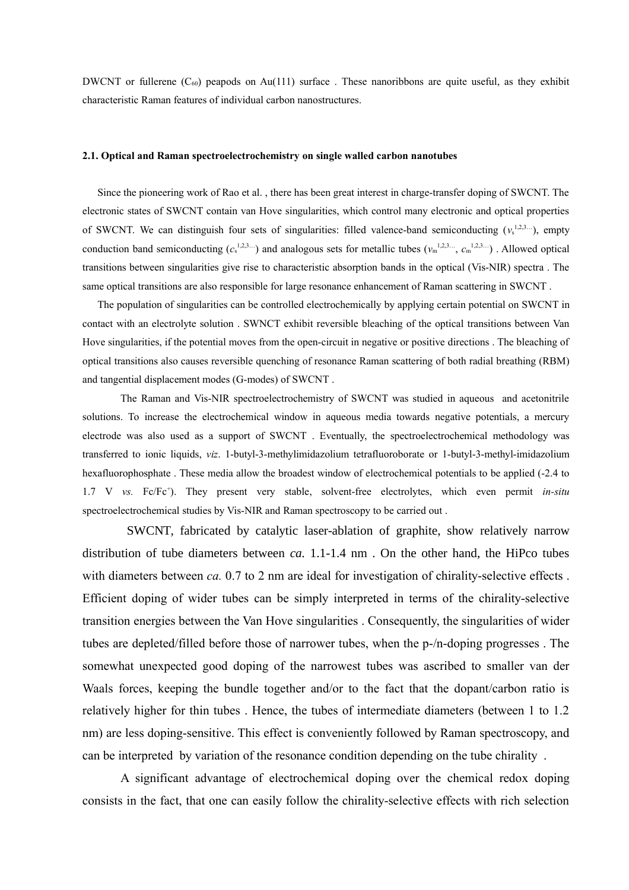DWCNT or fullerene ($C_{60}$) peapods on Au(111) surface . These nanoribbons are quite useful, as they exhibit characteristic Raman features of individual carbon nanostructures.

### 2.1. Optical and Raman spectroelectrochemistry on single walled carbon nanotubes

Since the pioneering work of Rao et al. , there has been great interest in charge-transfer doping of SWCNT. The electronic states of SWCNT contain van Hove singularities, which control many electronic and optical properties of SWCNT. We can distinguish four sets of singularities: filled valence-band semiconducting ($v_s^{1,2,3...}$), empty conduction band semiconducting ($c_s^{1,2,3...}$) and analogous sets for metallic tubes ($v_m^{1,2,3...}$, $c_m^{1,2,3...}$) . Allowed optical transitions between singularities give rise to characteristic absorption bands in the optical (Vis-NIR) spectra . The same optical transitions are also responsible for large resonance enhancement of Raman scattering in SWCNT .

The population of singularities can be controlled electrochemically by applying certain potential on SWCNT in contact with an electrolyte solution . SWNCT exhibit reversible bleaching of the optical transitions between Van Hove singularities, if the potential moves from the open-circuit in negative or positive directions . The bleaching of optical transitions also causes reversible quenching of resonance Raman scattering of both radial breathing (RBM) and tangential displacement modes (G-modes) of SWCNT .

The Raman and Vis-NIR spectroelectrochemistry of SWCNT was studied in aqueous and acetonitrile solutions. To increase the electrochemical window in aqueous media towards negative potentials, a mercury electrode was also used as a support of SWCNT . Eventually, the spectroelectrochemical methodology was transferred to ionic liquids, *viz*. 1-butyl-3-methylimidazolium tetrafluoroborate or 1-butyl-3-methyl-imidazolium hexafluorophosphate . These media allow the broadest window of electrochemical potentials to be applied (-2.4 to 1.7 V *vs.* $Fc/Fc^+$). They present very stable, solvent-free electrolytes, which even permit *in-situ* spectroelectrochemical studies by Vis-NIR and Raman spectroscopy to be carried out .

SWCNT, fabricated by catalytic laser-ablation of graphite, show relatively narrow distribution of tube diameters between *ca.* 1.1-1.4 nm . On the other hand, the HiPco tubes with diameters between *ca.* 0.7 to 2 nm are ideal for investigation of chirality-selective effects . Efficient doping of wider tubes can be simply interpreted in terms of the chirality-selective transition energies between the Van Hove singularities . Consequently, the singularities of wider tubes are depleted/filled before those of narrower tubes, when the p-/n-doping progresses . The somewhat unexpected good doping of the narrowest tubes was ascribed to smaller van der Waals forces, keeping the bundle together and/or to the fact that the dopant/carbon ratio is relatively higher for thin tubes . Hence, the tubes of intermediate diameters (between 1 to 1.2 nm) are less doping-sensitive. This effect is conveniently followed by Raman spectroscopy, and can be interpreted by variation of the resonance condition depending on the tube chirality .

A significant advantage of electrochemical doping over the chemical redox doping consists in the fact, that one can easily follow the chirality-selective effects with rich selection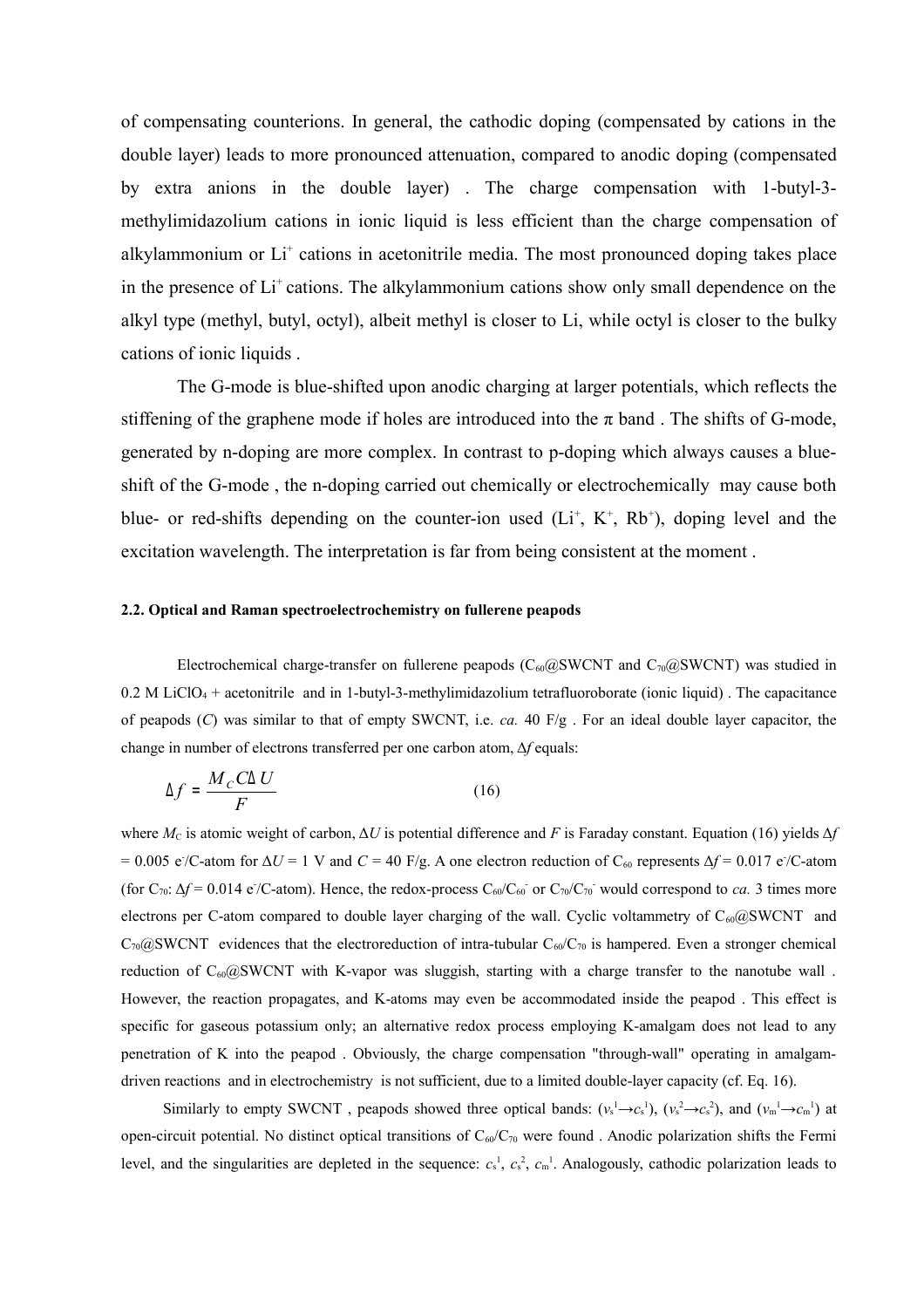of compensating counterions. In general, the cathodic doping (compensated by cations in the double layer) leads to more pronounced attenuation, compared to anodic doping (compensated by extra anions in the double layer) . The charge compensation with 1-butyl-3-methylimidazolium cations in ionic liquid is less efficient than the charge compensation of alkylammonium or $Li^+$ cations in acetonitrile media. The most pronounced doping takes place in the presence of $Li^+$ cations. The alkylammonium cations show only small dependence on the alkyl type (methyl, butyl, octyl), albeit methyl is closer to Li, while octyl is closer to the bulky cations of ionic liquids .

The G-mode is blue-shifted upon anodic charging at larger potentials, which reflects the stiffening of the graphene mode if holes are introduced into the π band . The shifts of G-mode, generated by n-doping are more complex. In contrast to p-doping which always causes a blue-shift of the G-mode , the n-doping carried out chemically or electrochemically may cause both blue- or red-shifts depending on the counter-ion used ($Li^+$, $K^+$, $Rb^+$), doping level and the excitation wavelength. The interpretation is far from being consistent at the moment .

#### 2.2. Optical and Raman spectroelectrochemistry on fullerene peapods

Electrochemical charge-transfer on fullerene peapods ($C_{60}$@SWCNT and $C_{70}$@SWCNT) was studied in 0.2 M $LiClO_4$ + acetonitrile and in 1-butyl-3-methylimidazolium tetrafluoroborate (ionic liquid) . The capacitance of peapods ($C$) was similar to that of empty SWCNT, i.e. *ca.* 40 F/g . For an ideal double layer capacitor, the change in number of electrons transferred per one carbon atom, $\Delta f$ equals:

$$\Delta f = \frac{M_C C \Delta U}{F} \qquad (16)$$

where $M_C$ is atomic weight of carbon, $\Delta U$ is potential difference and $F$ is Faraday constant. Equation (16) yields $\Delta f$ = 0.005 $e^-$/C-atom for $\Delta U$ = 1 V and $C$ = 40 F/g. A one electron reduction of $C_{60}$ represents $\Delta f$ = 0.017 $e^-$/C-atom (for $C_{70}$: $\Delta f$ = 0.014 $e^-$/C-atom). Hence, the redox-process $C_{60}/C_{60}^-$ or $C_{70}/C_{70}^-$ would correspond to *ca.* 3 times more electrons per C-atom compared to double layer charging of the wall. Cyclic voltammetry of $C_{60}$@SWCNT and $C_{70}$@SWCNT evidences that the electroreduction of intra-tubular $C_{60}/C_{70}$ is hampered. Even a stronger chemical reduction of $C_{60}$@SWCNT with K-vapor was sluggish, starting with a charge transfer to the nanotube wall . However, the reaction propagates, and K-atoms may even be accommodated inside the peapod . This effect is specific for gaseous potassium only; an alternative redox process employing K-amalgam does not lead to any penetration of K into the peapod . Obviously, the charge compensation "through-wall" operating in amalgam-driven reactions and in electrochemistry is not sufficient, due to a limited double-layer capacity (cf. Eq. 16).

Similarly to empty SWCNT , peapods showed three optical bands: ($v_s^1 \rightarrow c_s^1$), ($v_s^2 \rightarrow c_s^2$), and ($v_m^1 \rightarrow c_m^1$) at open-circuit potential. No distinct optical transitions of $C_{60}/C_{70}$ were found . Anodic polarization shifts the Fermi level, and the singularities are depleted in the sequence: $c_s^1$, $c_s^2$, $c_m^1$. Analogously, cathodic polarization leads to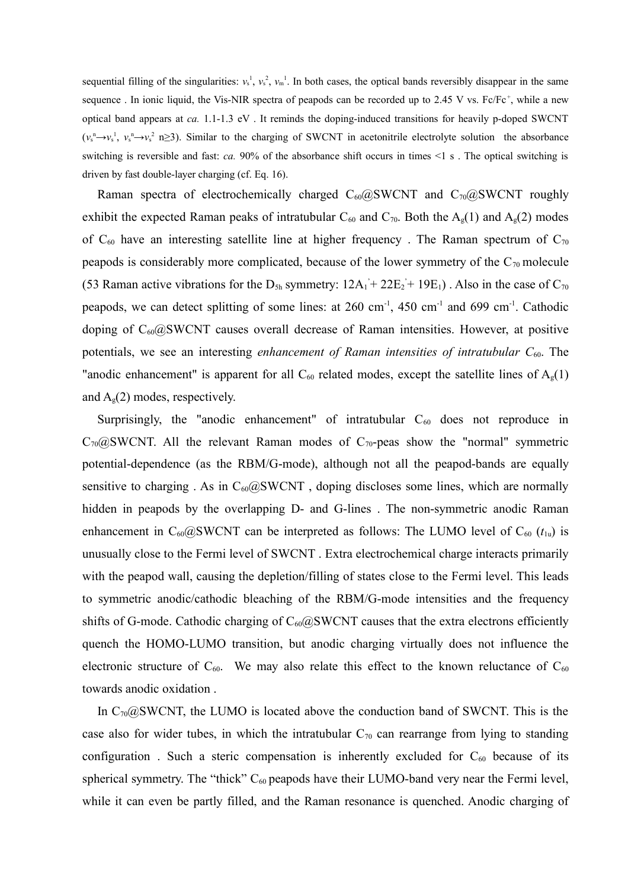sequential filling of the singularities: $v_s^1$, $v_s^2$, $v_m^1$. In both cases, the optical bands reversibly disappear in the same sequence . In ionic liquid, the Vis-NIR spectra of peapods can be recorded up to 2.45 V vs. $Fc/Fc^+$, while a new optical band appears at *ca.* 1.1-1.3 eV . It reminds the doping-induced transitions for heavily p-doped SWCNT ($v_s^n \rightarrow v_s^1$, $v_s^n \rightarrow v_s^2$ n≥3). Similar to the charging of SWCNT in acetonitrile electrolyte solution the absorbance switching is reversible and fast: *ca.* 90% of the absorbance shift occurs in times <1 s . The optical switching is driven by fast double-layer charging (cf. Eq. 16).

Raman spectra of electrochemically charged $C_{60}$@SWCNT and $C_{70}$@SWCNT roughly exhibit the expected Raman peaks of intratubular $C_{60}$ and $C_{70}$. Both the $A_g(1)$ and $A_g(2)$ modes of $C_{60}$ have an interesting satellite line at higher frequency . The Raman spectrum of $C_{70}$ peapods is considerably more complicated, because of the lower symmetry of the $C_{70}$ molecule (53 Raman active vibrations for the $D_{5h}$ symmetry: $12A_1^{'} + 22E_2^{'} + 19E_1$) . Also in the case of $C_{70}$ peapods, we can detect splitting of some lines: at 260 cm$^{-1}$, 450 cm$^{-1}$ and 699 cm$^{-1}$. Cathodic doping of $C_{60}$@SWCNT causes overall decrease of Raman intensities. However, at positive potentials, we see an interesting *enhancement of Raman intensities of intratubular $C_{60}$*. The "anodic enhancement" is apparent for all $C_{60}$ related modes, except the satellite lines of $A_g(1)$ and $A_g(2)$ modes, respectively.

Surprisingly, the "anodic enhancement" of intratubular $C_{60}$ does not reproduce in $C_{70}$@SWCNT. All the relevant Raman modes of $C_{70}$-peas show the "normal" symmetric potential-dependence (as the RBM/G-mode), although not all the peapod-bands are equally sensitive to charging . As in $C_{60}$@SWCNT , doping discloses some lines, which are normally hidden in peapods by the overlapping D- and G-lines . The non-symmetric anodic Raman enhancement in $C_{60}$@SWCNT can be interpreted as follows: The LUMO level of $C_{60}$ ($t_{1u}$) is unusually close to the Fermi level of SWCNT . Extra electrochemical charge interacts primarily with the peapod wall, causing the depletion/filling of states close to the Fermi level. This leads to symmetric anodic/cathodic bleaching of the RBM/G-mode intensities and the frequency shifts of G-mode. Cathodic charging of $C_{60}$@SWCNT causes that the extra electrons efficiently quench the HOMO-LUMO transition, but anodic charging virtually does not influence the electronic structure of $C_{60}$. We may also relate this effect to the known reluctance of $C_{60}$ towards anodic oxidation .

In $C_{70}$@SWCNT, the LUMO is located above the conduction band of SWCNT. This is the case also for wider tubes, in which the intratubular $C_{70}$ can rearrange from lying to standing configuration . Such a steric compensation is inherently excluded for $C_{60}$ because of its spherical symmetry. The "thick" $C_{60}$ peapods have their LUMO-band very near the Fermi level, while it can even be partly filled, and the Raman resonance is quenched. Anodic charging of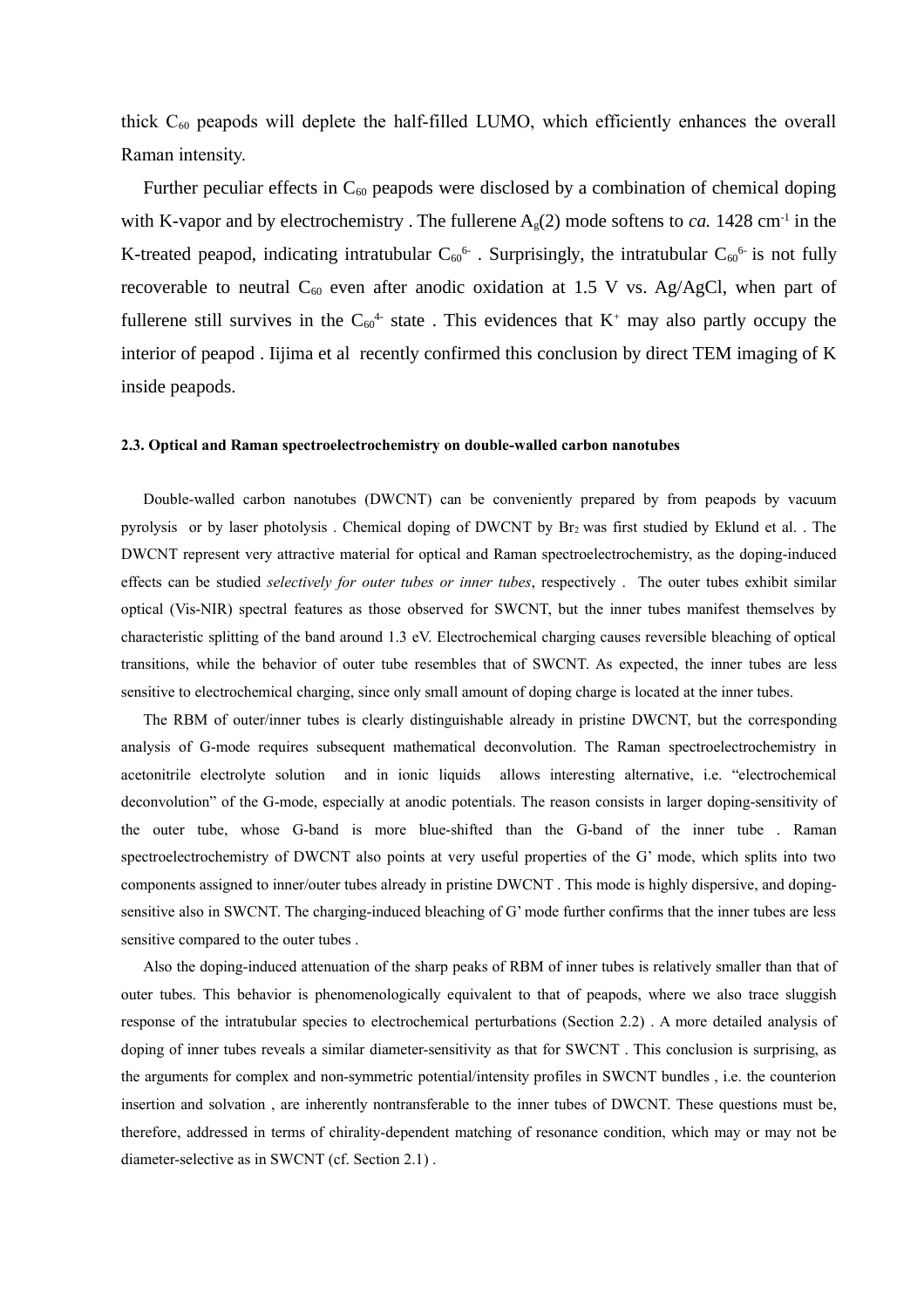thick $C_{60}$ peapods will deplete the half-filled LUMO, which efficiently enhances the overall Raman intensity.

Further peculiar effects in $C_{60}$ peapods were disclosed by a combination of chemical doping with K-vapor and by electrochemistry . The fullerene $A_g(2)$ mode softens to *ca.* 1428 $cm^{-1}$ in the K-treated peapod, indicating intratubular $C_{60}^{6-}$ . Surprisingly, the intratubular $C_{60}^{6-}$ is not fully recoverable to neutral $C_{60}$ even after anodic oxidation at 1.5 V vs. Ag/AgCl, when part of fullerene still survives in the $C_{60}^{4-}$ state . This evidences that $K^+$ may also partly occupy the interior of peapod . Iijima et al recently confirmed this conclusion by direct TEM imaging of K inside peapods.

#### 2.3. Optical and Raman spectroelectrochemistry on double-walled carbon nanotubes

Double-walled carbon nanotubes (DWCNT) can be conveniently prepared by from peapods by vacuum pyrolysis or by laser photolysis . Chemical doping of DWCNT by $Br_2$ was first studied by Eklund et al. . The DWCNT represent very attractive material for optical and Raman spectroelectrochemistry, as the doping-induced effects can be studied *selectively for outer tubes or inner tubes*, respectively . The outer tubes exhibit similar optical (Vis-NIR) spectral features as those observed for SWCNT, but the inner tubes manifest themselves by characteristic splitting of the band around 1.3 eV. Electrochemical charging causes reversible bleaching of optical transitions, while the behavior of outer tube resembles that of SWCNT. As expected, the inner tubes are less sensitive to electrochemical charging, since only small amount of doping charge is located at the inner tubes.

The RBM of outer/inner tubes is clearly distinguishable already in pristine DWCNT, but the corresponding analysis of G-mode requires subsequent mathematical deconvolution. The Raman spectroelectrochemistry in acetonitrile electrolyte solution and in ionic liquids allows interesting alternative, i.e. “electrochemical deconvolution” of the G-mode, especially at anodic potentials. The reason consists in larger doping-sensitivity of the outer tube, whose G-band is more blue-shifted than the G-band of the inner tube . Raman spectroelectrochemistry of DWCNT also points at very useful properties of the G’ mode, which splits into two components assigned to inner/outer tubes already in pristine DWCNT . This mode is highly dispersive, and doping-sensitive also in SWCNT. The charging-induced bleaching of G’ mode further confirms that the inner tubes are less sensitive compared to the outer tubes .

Also the doping-induced attenuation of the sharp peaks of RBM of inner tubes is relatively smaller than that of outer tubes. This behavior is phenomenologically equivalent to that of peapods, where we also trace sluggish response of the intratubular species to electrochemical perturbations (Section 2.2) . A more detailed analysis of doping of inner tubes reveals a similar diameter-sensitivity as that for SWCNT . This conclusion is surprising, as the arguments for complex and non-symmetric potential/intensity profiles in SWCNT bundles , i.e. the counterion insertion and solvation , are inherently nontransferable to the inner tubes of DWCNT. These questions must be, therefore, addressed in terms of chirality-dependent matching of resonance condition, which may or may not be diameter-selective as in SWCNT (cf. Section 2.1) .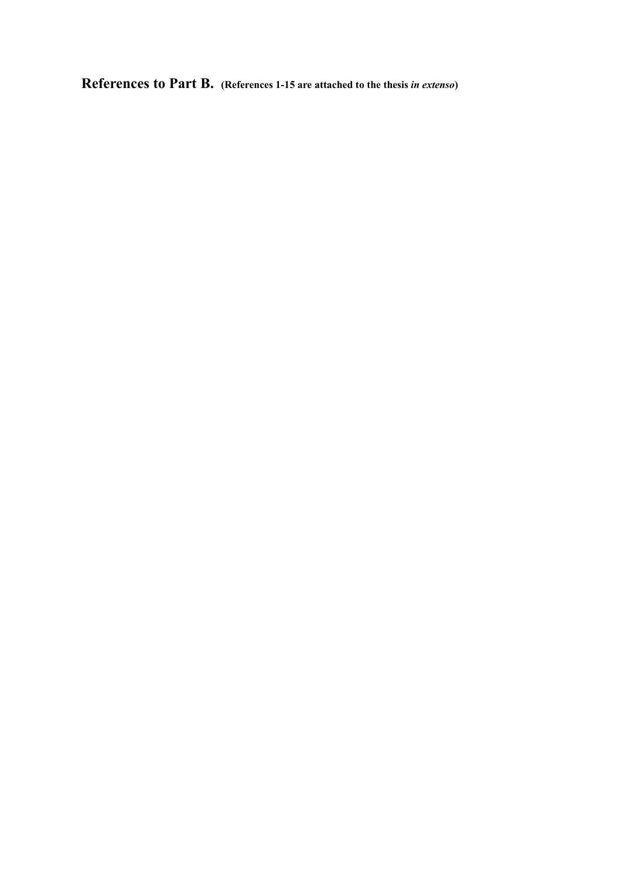## References to Part B. **(References 1-15 are attached to the thesis *in extenso*)**